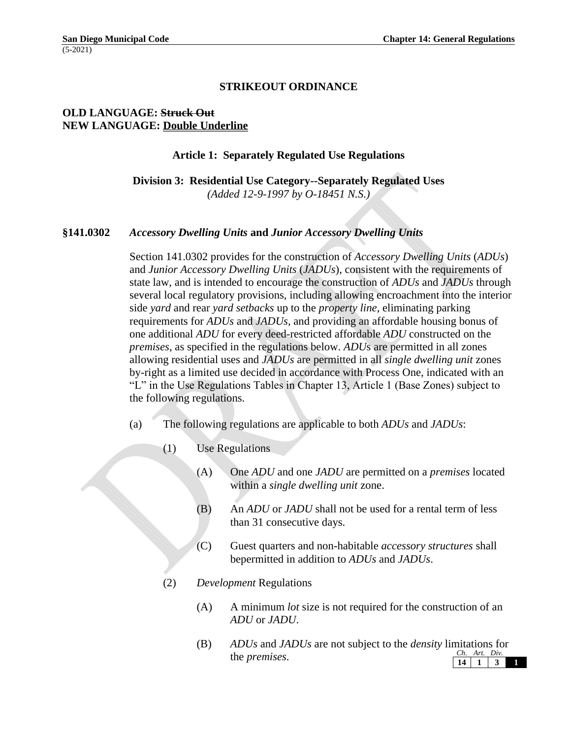## STRIKEOUT ORDINANCE

**OLD LANGUAGE: ~~Struck Out~~**
**NEW LANGUAGE: Double Underline**

### Article 1: Separately Regulated Use Regulations

### Division 3: Residential Use Category--Separately Regulated Uses

*(Added 12-9-1997 by O-18451 N.S.)*

### §141.0302 *Accessory Dwelling Units* and *Junior Accessory Dwelling Units*

Section 141.0302 provides for the construction of *Accessory Dwelling Units* (*ADUs*) and *Junior Accessory Dwelling Units* (*JADUs*), consistent with the requirements of state law, and is intended to encourage the construction of *ADUs* and *JADUs* through several local regulatory provisions, including allowing encroachment into the interior side *yard* and rear *yard setbacks* up to the *property line*, eliminating parking requirements for *ADUs* and *JADUs*, and providing an affordable housing bonus of one additional *ADU* for every deed-restricted affordable *ADU* constructed on the *premises*, as specified in the regulations below. *ADU*s are permitted in all zones allowing residential uses and *JADUs* are permitted in all *single dwelling unit* zones by-right as a limited use decided in accordance with Process One, indicated with an "L" in the Use Regulations Tables in Chapter 13, Article 1 (Base Zones) subject to the following regulations.

(a) The following regulations are applicable to both *ADUs* and *JADUs*:

(1) Use Regulations

(A) One *ADU* and one *JADU* are permitted on a *premises* located within a *single dwelling unit* zone.

(B) An *ADU* or *JADU* shall not be used for a rental term of less than 31 consecutive days.

(C) Guest quarters and non-habitable *accessory structures* shall bepermitted in addition to *ADUs* and *JADUs*.

(2) *Development* Regulations

(A) A minimum *lot* size is not required for the construction of an *ADU* or *JADU*.

(B) *ADUs* and *JADUs* are not subject to the *density* limitations for the *premises*.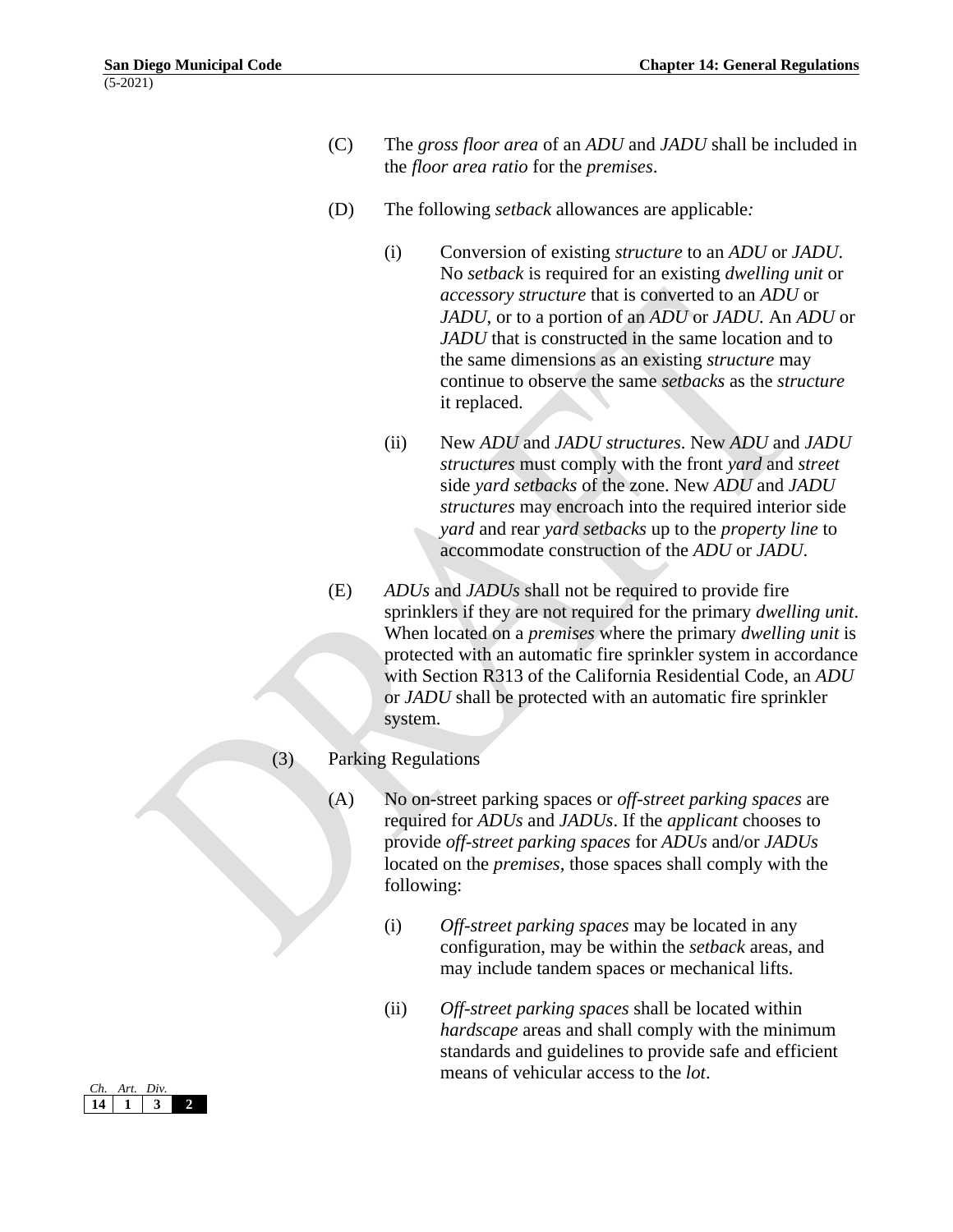(C) The *gross floor area* of an *ADU* and *JADU* shall be included in the *floor area ratio* for the *premises*.

(D) The following *setback* allowances are applicable*:*

(i) Conversion of existing *structure* to an *ADU* or *JADU*. No *setback* is required for an existing *dwelling unit* or *accessory structure* that is converted to an *ADU* or *JADU*, or to a portion of an *ADU* or *JADU.* An *ADU* or *JADU* that is constructed in the same location and to the same dimensions as an existing *structure* may continue to observe the same *setbacks* as the *structure* it replaced.

(ii) New *ADU* and *JADU structures*. New *ADU* and *JADU structures* must comply with the front *yard* and *street* side *yard setbacks* of the zone. New *ADU* and *JADU structures* may encroach into the required interior side *yard* and rear *yard setbacks* up to the *property line* to accommodate construction of the *ADU* or *JADU*.

(E) *ADUs* and *JADUs* shall not be required to provide fire sprinklers if they are not required for the primary *dwelling unit*. When located on a *premises* where the primary *dwelling unit* is protected with an automatic fire sprinkler system in accordance with Section R313 of the California Residential Code, an *ADU* or *JADU* shall be protected with an automatic fire sprinkler system.

(3) Parking Regulations

(A) No on-street parking spaces or *off-street parking spaces* are required for *ADUs* and *JADUs*. If the *applicant* chooses to provide *off-street parking spaces* for *ADUs* and/or *JADUs* located on the *premises*, those spaces shall comply with the following:

(i) *Off-street parking spaces* may be located in any configuration, may be within the *setback* areas, and may include tandem spaces or mechanical lifts.

(ii) *Off-street parking spaces* shall be located within *hardscape* areas and shall comply with the minimum standards and guidelines to provide safe and efficient means of vehicular access to the *lot*.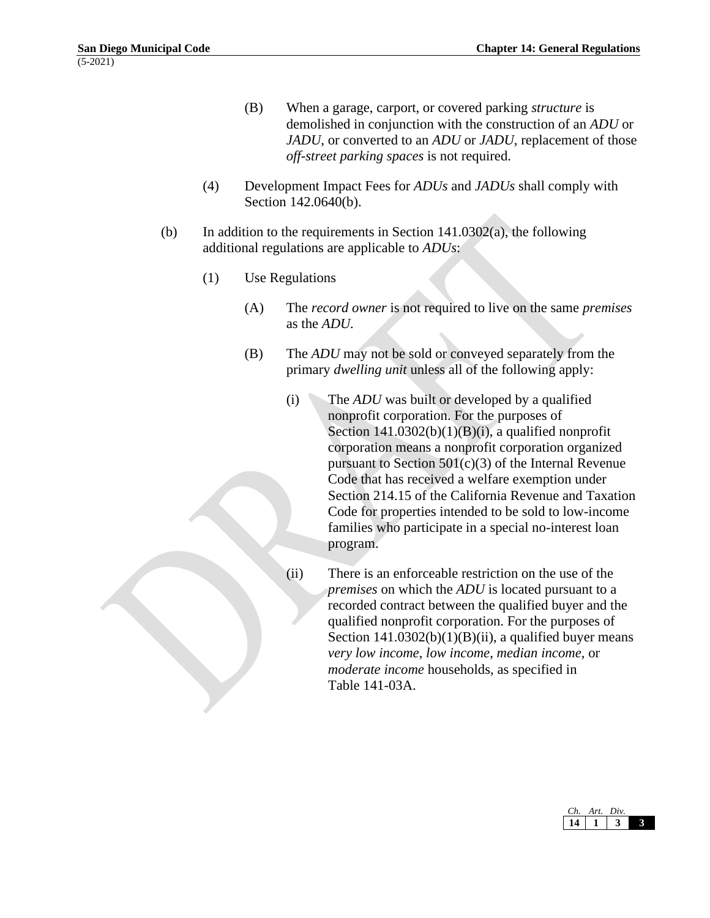(B) When a garage, carport, or covered parking *structure* is demolished in conjunction with the construction of an *ADU* or *JADU*, or converted to an *ADU* or *JADU*, replacement of those *off-street parking spaces* is not required.

(4) Development Impact Fees for *ADUs* and *JADUs* shall comply with Section 142.0640(b).

(b) In addition to the requirements in Section 141.0302(a), the following additional regulations are applicable to *ADUs*:

(1) Use Regulations

(A) The *record owner* is not required to live on the same *premises* as the *ADU.*

(B) The *ADU* may not be sold or conveyed separately from the primary *dwelling unit* unless all of the following apply:

(i) The *ADU* was built or developed by a qualified nonprofit corporation. For the purposes of Section 141.0302(b)(1)(B)(i), a qualified nonprofit corporation means a nonprofit corporation organized pursuant to Section 501(c)(3) of the Internal Revenue Code that has received a welfare exemption under Section 214.15 of the California Revenue and Taxation Code for properties intended to be sold to low-income families who participate in a special no-interest loan program.

(ii) There is an enforceable restriction on the use of the *premises* on which the *ADU* is located pursuant to a recorded contract between the qualified buyer and the qualified nonprofit corporation. For the purposes of Section 141.0302(b)(1)(B)(ii), a qualified buyer means *very low income*, *low income*, *median income*, or *moderate income* households, as specified in Table 141-03A.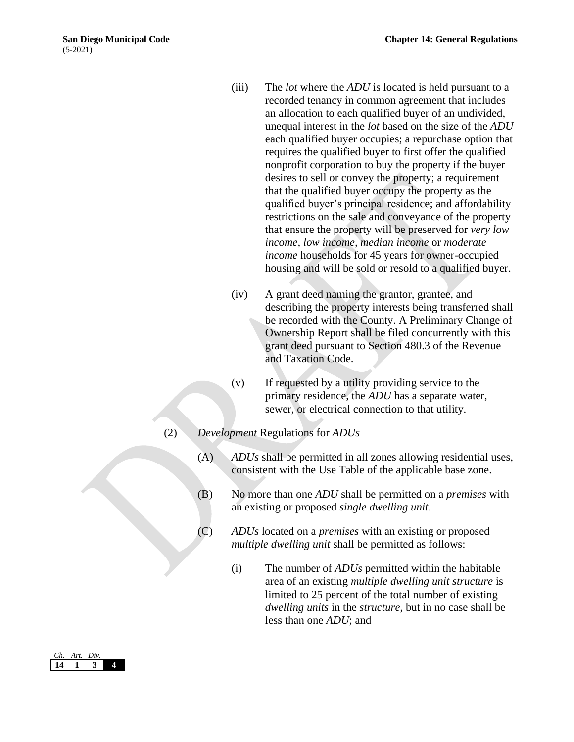(iii) The *lot* where the *ADU* is located is held pursuant to a recorded tenancy in common agreement that includes an allocation to each qualified buyer of an undivided, unequal interest in the *lot* based on the size of the *ADU* each qualified buyer occupies; a repurchase option that requires the qualified buyer to first offer the qualified nonprofit corporation to buy the property if the buyer desires to sell or convey the property; a requirement that the qualified buyer occupy the property as the qualified buyer's principal residence; and affordability restrictions on the sale and conveyance of the property that ensure the property will be preserved for *very low income*, *low income*, *median income* or *moderate income* households for 45 years for owner-occupied housing and will be sold or resold to a qualified buyer.

(iv) A grant deed naming the grantor, grantee, and describing the property interests being transferred shall be recorded with the County. A Preliminary Change of Ownership Report shall be filed concurrently with this grant deed pursuant to Section 480.3 of the Revenue and Taxation Code.

(v) If requested by a utility providing service to the primary residence, the *ADU* has a separate water, sewer, or electrical connection to that utility.

(2) *Development* Regulations for *ADUs*

(A) *ADUs* shall be permitted in all zones allowing residential uses, consistent with the Use Table of the applicable base zone.

(B) No more than one *ADU* shall be permitted on a *premises* with an existing or proposed *single dwelling unit*.

(C) *ADUs* located on a *premises* with an existing or proposed *multiple dwelling unit* shall be permitted as follows:

(i) The number of *ADUs* permitted within the habitable area of an existing *multiple dwelling unit structure* is limited to 25 percent of the total number of existing *dwelling units* in the *structure*, but in no case shall be less than one *ADU*; and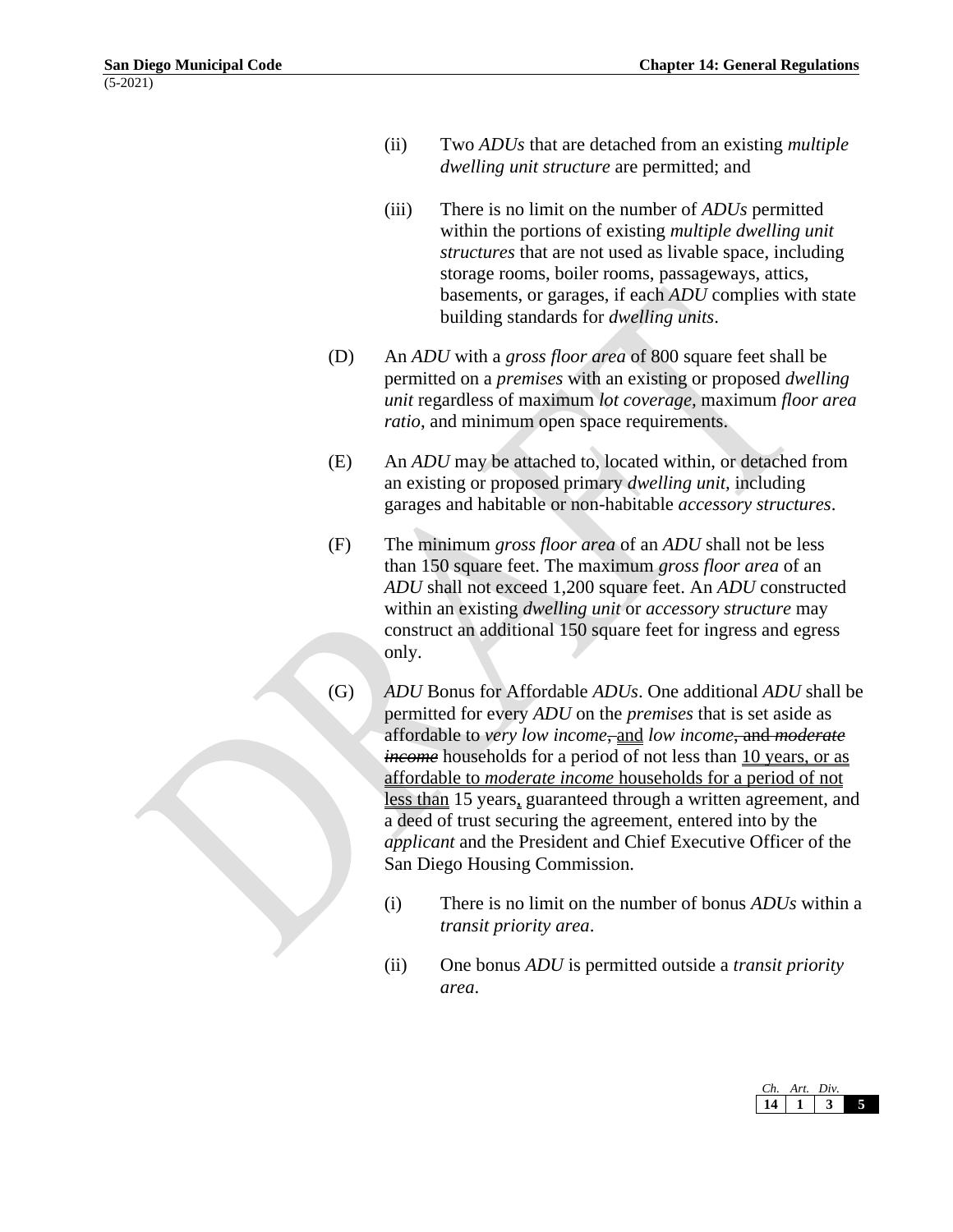(ii) Two *ADUs* that are detached from an existing *multiple dwelling unit structure* are permitted; and

(iii) There is no limit on the number of *ADUs* permitted within the portions of existing *multiple dwelling unit structures* that are not used as livable space, including storage rooms, boiler rooms, passageways, attics, basements, or garages, if each *ADU* complies with state building standards for *dwelling units*.

(D) An *ADU* with a *gross floor area* of 800 square feet shall be permitted on a *premises* with an existing or proposed *dwelling unit* regardless of maximum *lot coverage*, maximum *floor area ratio*, and minimum open space requirements.

(E) An *ADU* may be attached to, located within, or detached from an existing or proposed primary *dwelling unit*, including garages and habitable or non-habitable *accessory structures*.

(F) The minimum *gross floor area* of an *ADU* shall not be less than 150 square feet. The maximum *gross floor area* of an *ADU* shall not exceed 1,200 square feet. An *ADU* constructed within an existing *dwelling unit* or *accessory structure* may construct an additional 150 square feet for ingress and egress only.

(G) *ADU* Bonus for Affordable *ADUs*. One additional *ADU* shall be permitted for every *ADU* on the *premises* that is set aside as affordable to *very low income*~~,~~ and *low income*~~, and *moderate income*~~ households for a period of not less than 10 years, or as affordable to *moderate income* households for a period of not less than 15 years, guaranteed through a written agreement, and a deed of trust securing the agreement, entered into by the *applicant* and the President and Chief Executive Officer of the San Diego Housing Commission.

(i) There is no limit on the number of bonus *ADUs* within a *transit priority area*.

(ii) One bonus *ADU* is permitted outside a *transit priority area*.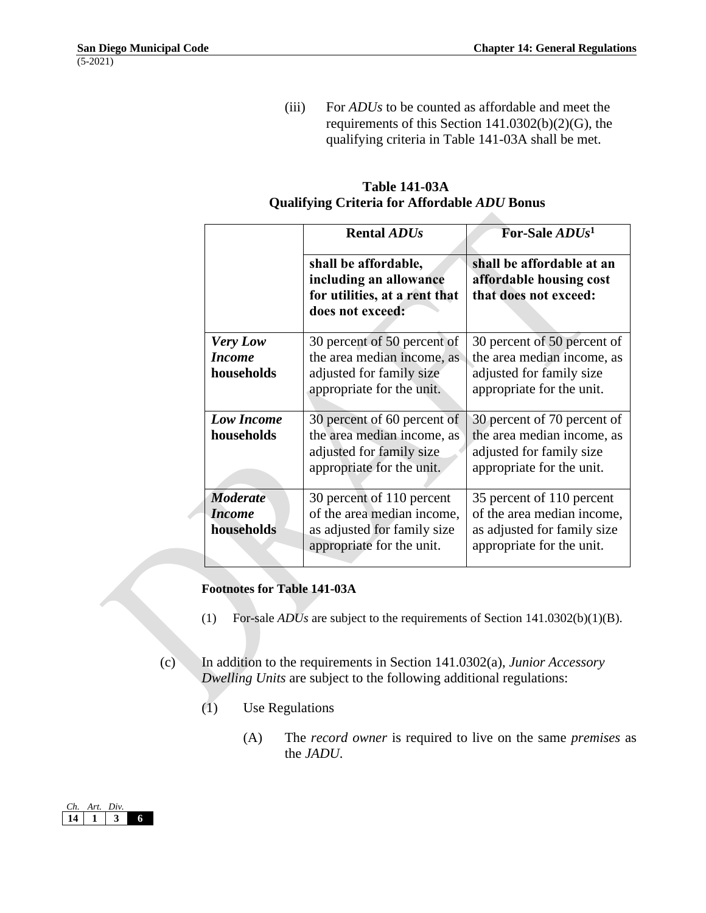(iii) For *ADUs* to be counted as affordable and meet the requirements of this Section 141.0302(b)(2)(G), the qualifying criteria in Table 141-03A shall be met.

**Table 141-03A**
**Qualifying Criteria for Affordable *ADU* Bonus**

| | **Rental *ADUs*** | **For-Sale *ADUs*[1]** |
|---|---|---|
| | **shall be affordable, including an allowance for utilities, at a rent that does not exceed:** | **shall be affordable at an affordable housing cost that does not exceed:** |
| ***Very Low Income* households** | 30 percent of 50 percent of the area median income, as adjusted for family size appropriate for the unit. | 30 percent of 50 percent of the area median income, as adjusted for family size appropriate for the unit. |
| ***Low Income* households** | 30 percent of 60 percent of the area median income, as adjusted for family size appropriate for the unit. | 30 percent of 70 percent of the area median income, as adjusted for family size appropriate for the unit. |
| ***Moderate Income* households** | 30 percent of 110 percent of the area median income, as adjusted for family size appropriate for the unit. | 35 percent of 110 percent of the area median income, as adjusted for family size appropriate for the unit. |

**Footnotes for Table 141-03A**

(1) For-sale *ADUs* are subject to the requirements of Section 141.0302(b)(1)(B).

(c) In addition to the requirements in Section 141.0302(a), *Junior Accessory Dwelling Units* are subject to the following additional regulations:

(1) Use Regulations

(A) The *record owner* is required to live on the same *premises* as the *JADU*.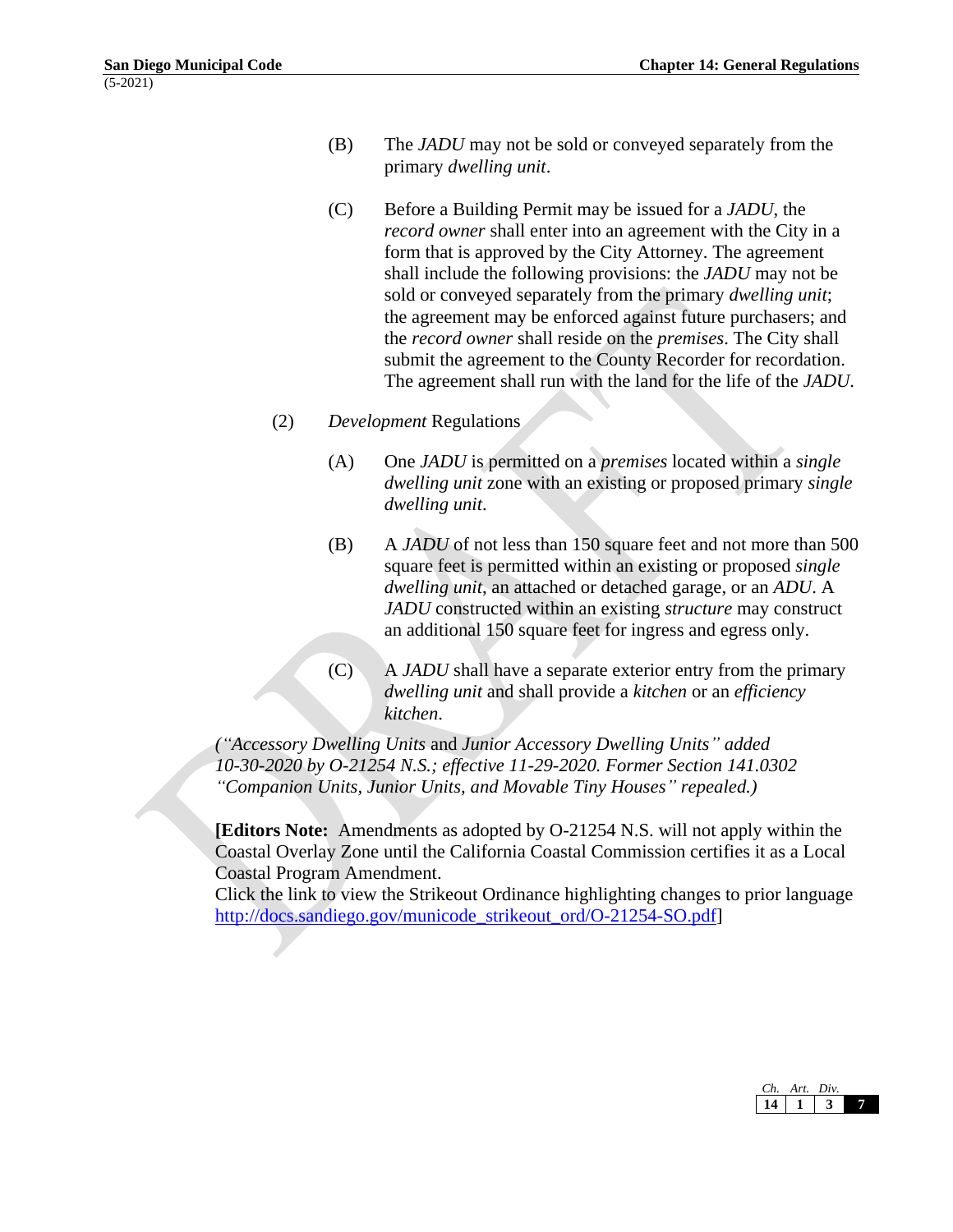(B) The *JADU* may not be sold or conveyed separately from the primary *dwelling unit*.

(C) Before a Building Permit may be issued for a *JADU*, the *record owner* shall enter into an agreement with the City in a form that is approved by the City Attorney. The agreement shall include the following provisions: the *JADU* may not be sold or conveyed separately from the primary *dwelling unit*; the agreement may be enforced against future purchasers; and the *record owner* shall reside on the *premises*. The City shall submit the agreement to the County Recorder for recordation. The agreement shall run with the land for the life of the *JADU*.

(2) *Development* Regulations

(A) One *JADU* is permitted on a *premises* located within a *single dwelling unit* zone with an existing or proposed primary *single dwelling unit*.

(B) A *JADU* of not less than 150 square feet and not more than 500 square feet is permitted within an existing or proposed *single dwelling unit*, an attached or detached garage, or an *ADU*. A *JADU* constructed within an existing *structure* may construct an additional 150 square feet for ingress and egress only.

(C) A *JADU* shall have a separate exterior entry from the primary *dwelling unit* and shall provide a *kitchen* or an *efficiency kitchen*.

*("Accessory Dwelling Units* and *Junior Accessory Dwelling Units" added 10-30-2020 by O-21254 N.S.; effective 11-29-2020. Former Section 141.0302 "Companion Units, Junior Units, and Movable Tiny Houses" repealed.)*

**[Editors Note:** Amendments as adopted by O-21254 N.S. will not apply within the Coastal Overlay Zone until the California Coastal Commission certifies it as a Local Coastal Program Amendment.
Click the link to view the Strikeout Ordinance highlighting changes to prior language http://docs.sandiego.gov/municode_strikeout_ord/O-21254-SO.pdf]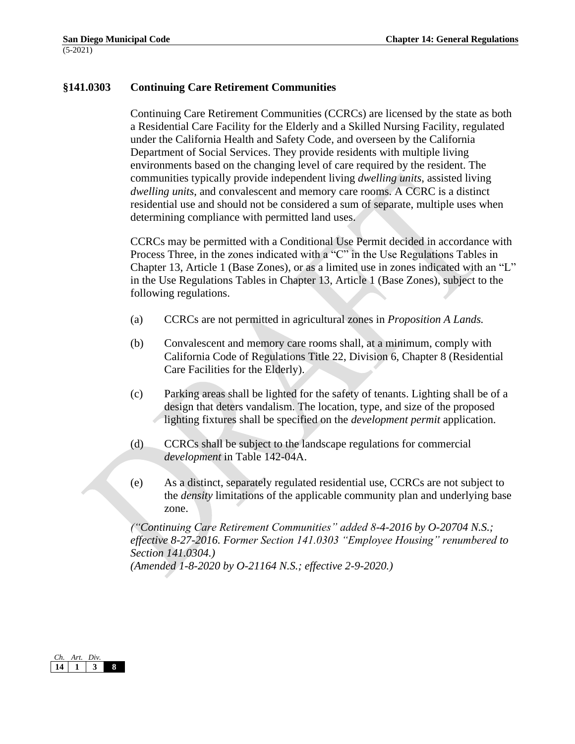### §141.0303 Continuing Care Retirement Communities

Continuing Care Retirement Communities (CCRCs) are licensed by the state as both a Residential Care Facility for the Elderly and a Skilled Nursing Facility, regulated under the California Health and Safety Code, and overseen by the California Department of Social Services. They provide residents with multiple living environments based on the changing level of care required by the resident. The communities typically provide independent living *dwelling units*, assisted living *dwelling units*, and convalescent and memory care rooms. A CCRC is a distinct residential use and should not be considered a sum of separate, multiple uses when determining compliance with permitted land uses.

CCRCs may be permitted with a Conditional Use Permit decided in accordance with Process Three, in the zones indicated with a "C" in the Use Regulations Tables in Chapter 13, Article 1 (Base Zones), or as a limited use in zones indicated with an "L" in the Use Regulations Tables in Chapter 13, Article 1 (Base Zones), subject to the following regulations.

(a) CCRCs are not permitted in agricultural zones in *Proposition A Lands.*

(b) Convalescent and memory care rooms shall, at a minimum, comply with California Code of Regulations Title 22, Division 6, Chapter 8 (Residential Care Facilities for the Elderly).

(c) Parking areas shall be lighted for the safety of tenants. Lighting shall be of a design that deters vandalism. The location, type, and size of the proposed lighting fixtures shall be specified on the *development permit* application.

(d) CCRCs shall be subject to the landscape regulations for commercial *development* in Table 142-04A.

(e) As a distinct, separately regulated residential use, CCRCs are not subject to the *density* limitations of the applicable community plan and underlying base zone.

*("Continuing Care Retirement Communities" added 8-4-2016 by O-20704 N.S.; effective 8-27-2016. Former Section 141.0303 "Employee Housing" renumbered to Section 141.0304.)*
*(Amended 1-8-2020 by O-21164 N.S.; effective 2-9-2020.)*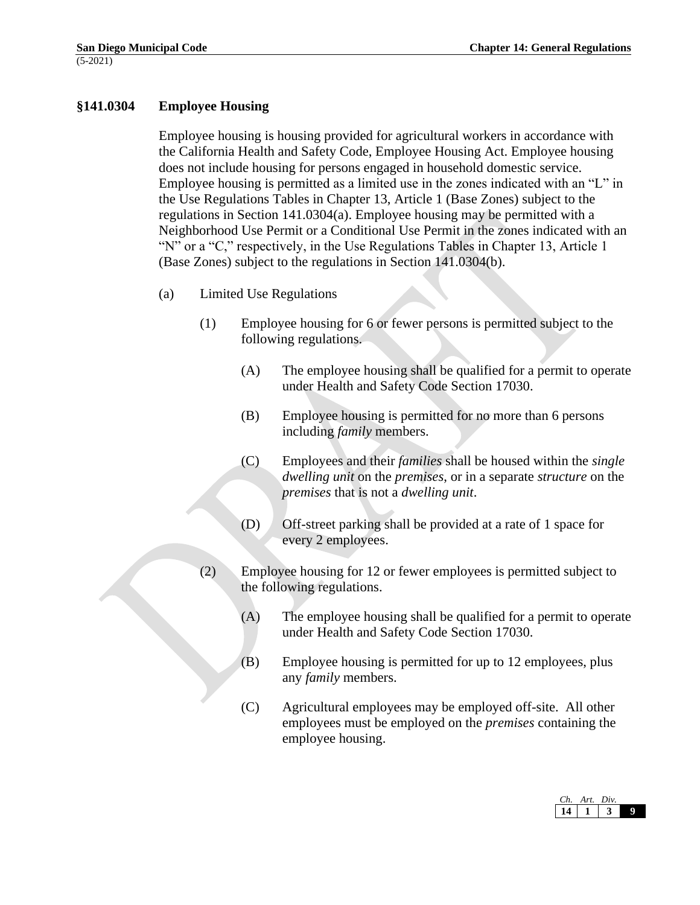## §141.0304 Employee Housing

Employee housing is housing provided for agricultural workers in accordance with the California Health and Safety Code, Employee Housing Act. Employee housing does not include housing for persons engaged in household domestic service. Employee housing is permitted as a limited use in the zones indicated with an "L" in the Use Regulations Tables in Chapter 13, Article 1 (Base Zones) subject to the regulations in Section 141.0304(a). Employee housing may be permitted with a Neighborhood Use Permit or a Conditional Use Permit in the zones indicated with an "N" or a "C," respectively, in the Use Regulations Tables in Chapter 13, Article 1 (Base Zones) subject to the regulations in Section 141.0304(b).

(a) Limited Use Regulations

(1) Employee housing for 6 or fewer persons is permitted subject to the following regulations.

(A) The employee housing shall be qualified for a permit to operate under Health and Safety Code Section 17030.

(B) Employee housing is permitted for no more than 6 persons including *family* members.

(C) Employees and their *families* shall be housed within the *single dwelling unit* on the *premises*, or in a separate *structure* on the *premises* that is not a *dwelling unit*.

(D) Off-street parking shall be provided at a rate of 1 space for every 2 employees.

(2) Employee housing for 12 or fewer employees is permitted subject to the following regulations.

(A) The employee housing shall be qualified for a permit to operate under Health and Safety Code Section 17030.

(B) Employee housing is permitted for up to 12 employees, plus any *family* members.

(C) Agricultural employees may be employed off-site. All other employees must be employed on the *premises* containing the employee housing.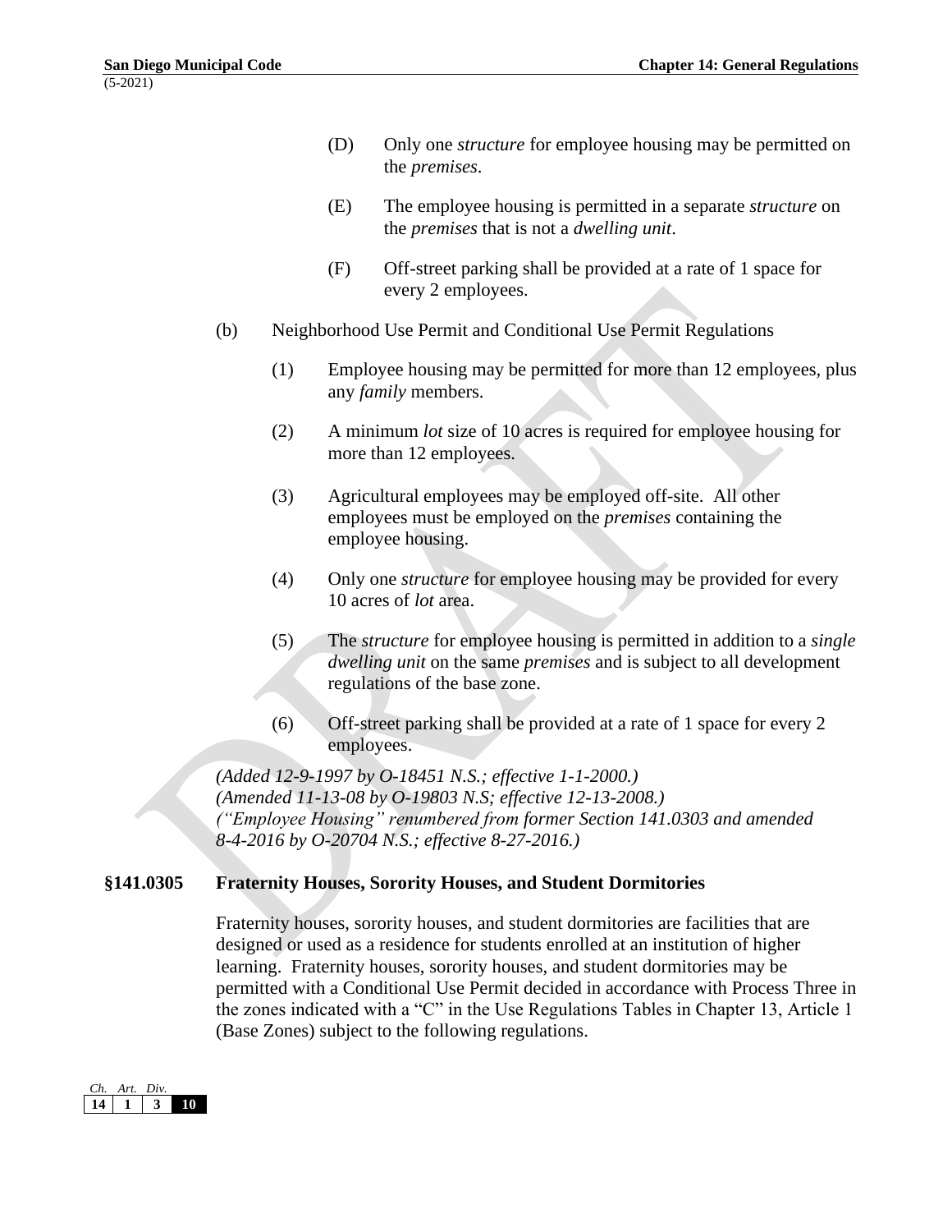(D) Only one *structure* for employee housing may be permitted on the *premises*.

(E) The employee housing is permitted in a separate *structure* on the *premises* that is not a *dwelling unit*.

(F) Off-street parking shall be provided at a rate of 1 space for every 2 employees.

(b) Neighborhood Use Permit and Conditional Use Permit Regulations

(1) Employee housing may be permitted for more than 12 employees, plus any *family* members.

(2) A minimum *lot* size of 10 acres is required for employee housing for more than 12 employees.

(3) Agricultural employees may be employed off-site. All other employees must be employed on the *premises* containing the employee housing.

(4) Only one *structure* for employee housing may be provided for every 10 acres of *lot* area.

(5) The *structure* for employee housing is permitted in addition to a *single dwelling unit* on the same *premises* and is subject to all development regulations of the base zone.

(6) Off-street parking shall be provided at a rate of 1 space for every 2 employees.

*(Added 12-9-1997 by O-18451 N.S.; effective 1-1-2000.)*
*(Amended 11-13-08 by O-19803 N.S; effective 12-13-2008.)*
*("Employee Housing" renumbered from former Section 141.0303 and amended 8-4-2016 by O-20704 N.S.; effective 8-27-2016.)*

## §141.0305 Fraternity Houses, Sorority Houses, and Student Dormitories

Fraternity houses, sorority houses, and student dormitories are facilities that are designed or used as a residence for students enrolled at an institution of higher learning. Fraternity houses, sorority houses, and student dormitories may be permitted with a Conditional Use Permit decided in accordance with Process Three in the zones indicated with a "C" in the Use Regulations Tables in Chapter 13, Article 1 (Base Zones) subject to the following regulations.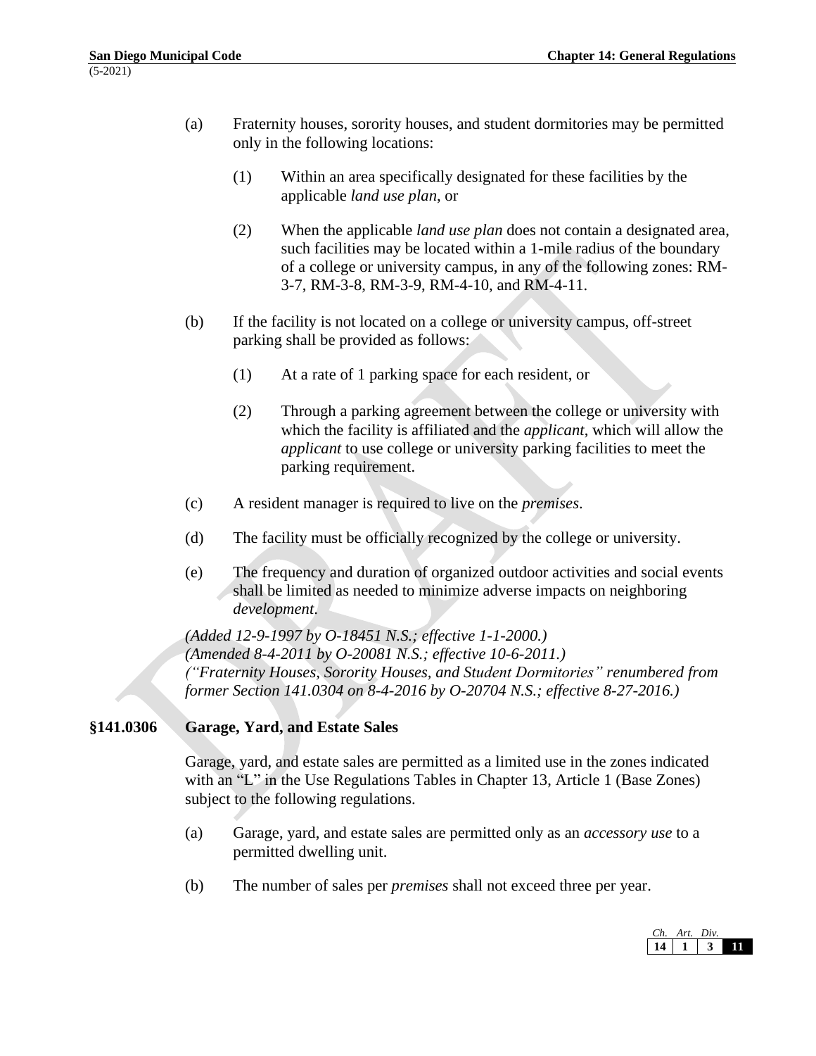(a) Fraternity houses, sorority houses, and student dormitories may be permitted only in the following locations:

(1) Within an area specifically designated for these facilities by the applicable *land use plan*, or

(2) When the applicable *land use plan* does not contain a designated area, such facilities may be located within a 1-mile radius of the boundary of a college or university campus, in any of the following zones: RM-3-7, RM-3-8, RM-3-9, RM-4-10, and RM-4-11.

(b) If the facility is not located on a college or university campus, off-street parking shall be provided as follows:

(1) At a rate of 1 parking space for each resident, or

(2) Through a parking agreement between the college or university with which the facility is affiliated and the *applicant*, which will allow the *applicant* to use college or university parking facilities to meet the parking requirement.

(c) A resident manager is required to live on the *premises*.

(d) The facility must be officially recognized by the college or university.

(e) The frequency and duration of organized outdoor activities and social events shall be limited as needed to minimize adverse impacts on neighboring *development*.

*(Added 12-9-1997 by O-18451 N.S.; effective 1-1-2000.)*
*(Amended 8-4-2011 by O-20081 N.S.; effective 10-6-2011.)*
*("Fraternity Houses, Sorority Houses, and Student Dormitories" renumbered from former Section 141.0304 on 8-4-2016 by O-20704 N.S.; effective 8-27-2016.)*

## §141.0306 Garage, Yard, and Estate Sales

Garage, yard, and estate sales are permitted as a limited use in the zones indicated with an "L" in the Use Regulations Tables in Chapter 13, Article 1 (Base Zones) subject to the following regulations.

(a) Garage, yard, and estate sales are permitted only as an *accessory use* to a permitted dwelling unit.

(b) The number of sales per *premises* shall not exceed three per year.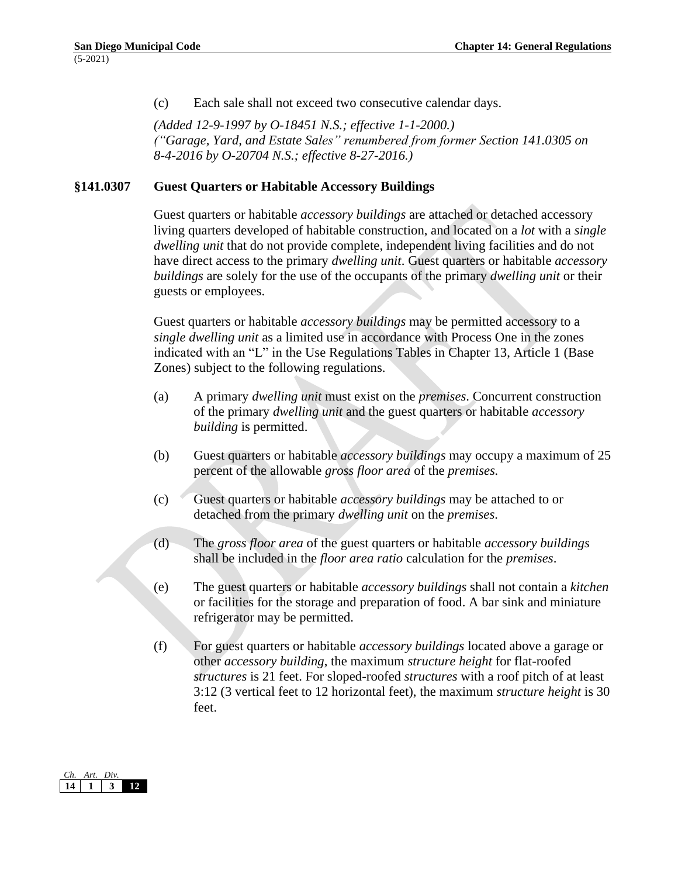(c) Each sale shall not exceed two consecutive calendar days.

*(Added 12-9-1997 by O-18451 N.S.; effective 1-1-2000.)*
*("Garage, Yard, and Estate Sales" renumbered from former Section 141.0305 on 8-4-2016 by O-20704 N.S.; effective 8-27-2016.)*

## §141.0307 Guest Quarters or Habitable Accessory Buildings

Guest quarters or habitable *accessory buildings* are attached or detached accessory living quarters developed of habitable construction, and located on a *lot* with a *single dwelling unit* that do not provide complete, independent living facilities and do not have direct access to the primary *dwelling unit*. Guest quarters or habitable *accessory buildings* are solely for the use of the occupants of the primary *dwelling unit* or their guests or employees.

Guest quarters or habitable *accessory buildings* may be permitted accessory to a *single dwelling unit* as a limited use in accordance with Process One in the zones indicated with an "L" in the Use Regulations Tables in Chapter 13, Article 1 (Base Zones) subject to the following regulations.

(a) A primary *dwelling unit* must exist on the *premises*. Concurrent construction of the primary *dwelling unit* and the guest quarters or habitable *accessory building* is permitted.

(b) Guest quarters or habitable *accessory buildings* may occupy a maximum of 25 percent of the allowable *gross floor area* of the *premises.*

(c) Guest quarters or habitable *accessory buildings* may be attached to or detached from the primary *dwelling unit* on the *premises*.

(d) The *gross floor area* of the guest quarters or habitable *accessory buildings* shall be included in the *floor area ratio* calculation for the *premises*.

(e) The guest quarters or habitable *accessory buildings* shall not contain a *kitchen* or facilities for the storage and preparation of food. A bar sink and miniature refrigerator may be permitted.

(f) For guest quarters or habitable *accessory buildings* located above a garage or other *accessory building*, the maximum *structure height* for flat-roofed *structures* is 21 feet. For sloped-roofed *structures* with a roof pitch of at least 3:12 (3 vertical feet to 12 horizontal feet), the maximum *structure height* is 30 feet.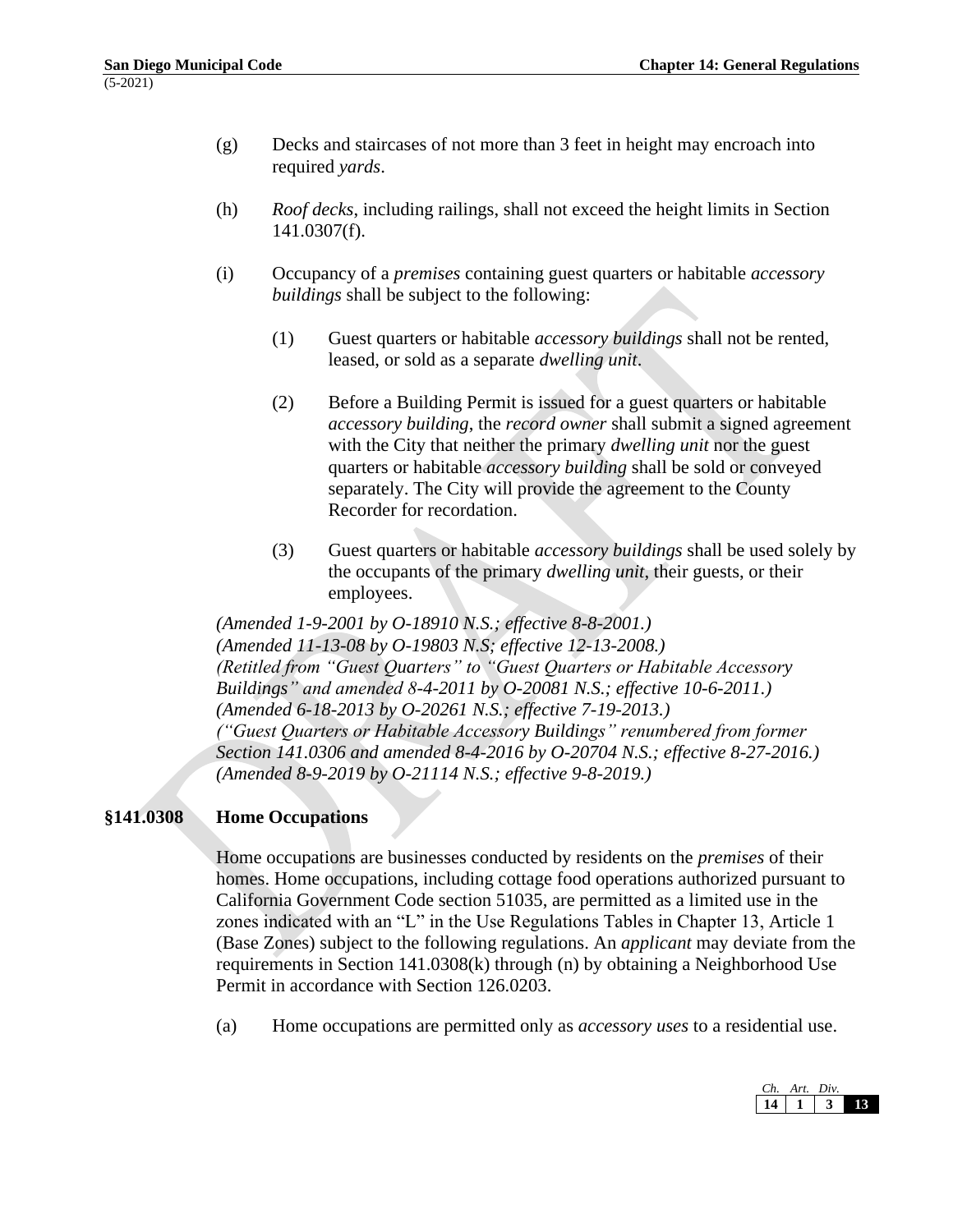(g) Decks and staircases of not more than 3 feet in height may encroach into required *yards*.

(h) *Roof decks*, including railings, shall not exceed the height limits in Section 141.0307(f).

(i) Occupancy of a *premises* containing guest quarters or habitable *accessory buildings* shall be subject to the following:

  (1) Guest quarters or habitable *accessory buildings* shall not be rented, leased, or sold as a separate *dwelling unit*.

  (2) Before a Building Permit is issued for a guest quarters or habitable *accessory building*, the *record owner* shall submit a signed agreement with the City that neither the primary *dwelling unit* nor the guest quarters or habitable *accessory building* shall be sold or conveyed separately. The City will provide the agreement to the County Recorder for recordation.

  (3) Guest quarters or habitable *accessory buildings* shall be used solely by the occupants of the primary *dwelling unit*, their guests, or their employees.

*(Amended 1-9-2001 by O-18910 N.S.; effective 8-8-2001.)*
*(Amended 11-13-08 by O-19803 N.S; effective 12-13-2008.)*
*(Retitled from "Guest Quarters" to "Guest Quarters or Habitable Accessory Buildings" and amended 8-4-2011 by O-20081 N.S.; effective 10-6-2011.)*
*(Amended 6-18-2013 by O-20261 N.S.; effective 7-19-2013.)*
*("Guest Quarters or Habitable Accessory Buildings" renumbered from former Section 141.0306 and amended 8-4-2016 by O-20704 N.S.; effective 8-27-2016.)*
*(Amended 8-9-2019 by O-21114 N.S.; effective 9-8-2019.)*

## §141.0308 Home Occupations

Home occupations are businesses conducted by residents on the *premises* of their homes. Home occupations, including cottage food operations authorized pursuant to California Government Code section 51035, are permitted as a limited use in the zones indicated with an "L" in the Use Regulations Tables in Chapter 13, Article 1 (Base Zones) subject to the following regulations. An *applicant* may deviate from the requirements in Section 141.0308(k) through (n) by obtaining a Neighborhood Use Permit in accordance with Section 126.0203.

(a) Home occupations are permitted only as *accessory uses* to a residential use.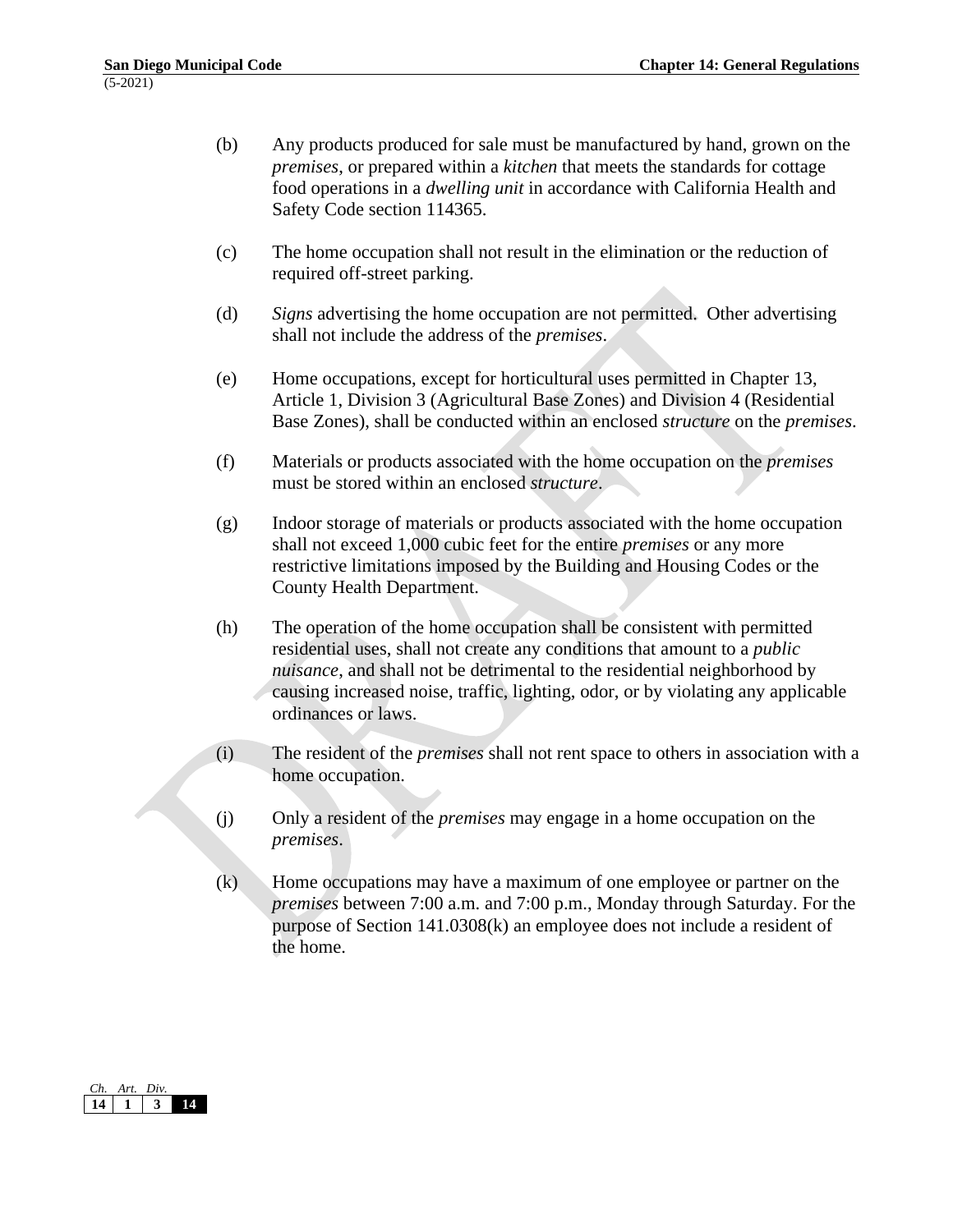(b) Any products produced for sale must be manufactured by hand, grown on the *premises*, or prepared within a *kitchen* that meets the standards for cottage food operations in a *dwelling unit* in accordance with California Health and Safety Code section 114365.

(c) The home occupation shall not result in the elimination or the reduction of required off-street parking.

(d) *Signs* advertising the home occupation are not permitted. Other advertising shall not include the address of the *premises*.

(e) Home occupations, except for horticultural uses permitted in Chapter 13, Article 1, Division 3 (Agricultural Base Zones) and Division 4 (Residential Base Zones), shall be conducted within an enclosed *structure* on the *premises*.

(f) Materials or products associated with the home occupation on the *premises* must be stored within an enclosed *structure*.

(g) Indoor storage of materials or products associated with the home occupation shall not exceed 1,000 cubic feet for the entire *premises* or any more restrictive limitations imposed by the Building and Housing Codes or the County Health Department.

(h) The operation of the home occupation shall be consistent with permitted residential uses, shall not create any conditions that amount to a *public nuisance*, and shall not be detrimental to the residential neighborhood by causing increased noise, traffic, lighting, odor, or by violating any applicable ordinances or laws.

(i) The resident of the *premises* shall not rent space to others in association with a home occupation.

(j) Only a resident of the *premises* may engage in a home occupation on the *premises*.

(k) Home occupations may have a maximum of one employee or partner on the *premises* between 7:00 a.m. and 7:00 p.m., Monday through Saturday. For the purpose of Section 141.0308(k) an employee does not include a resident of the home.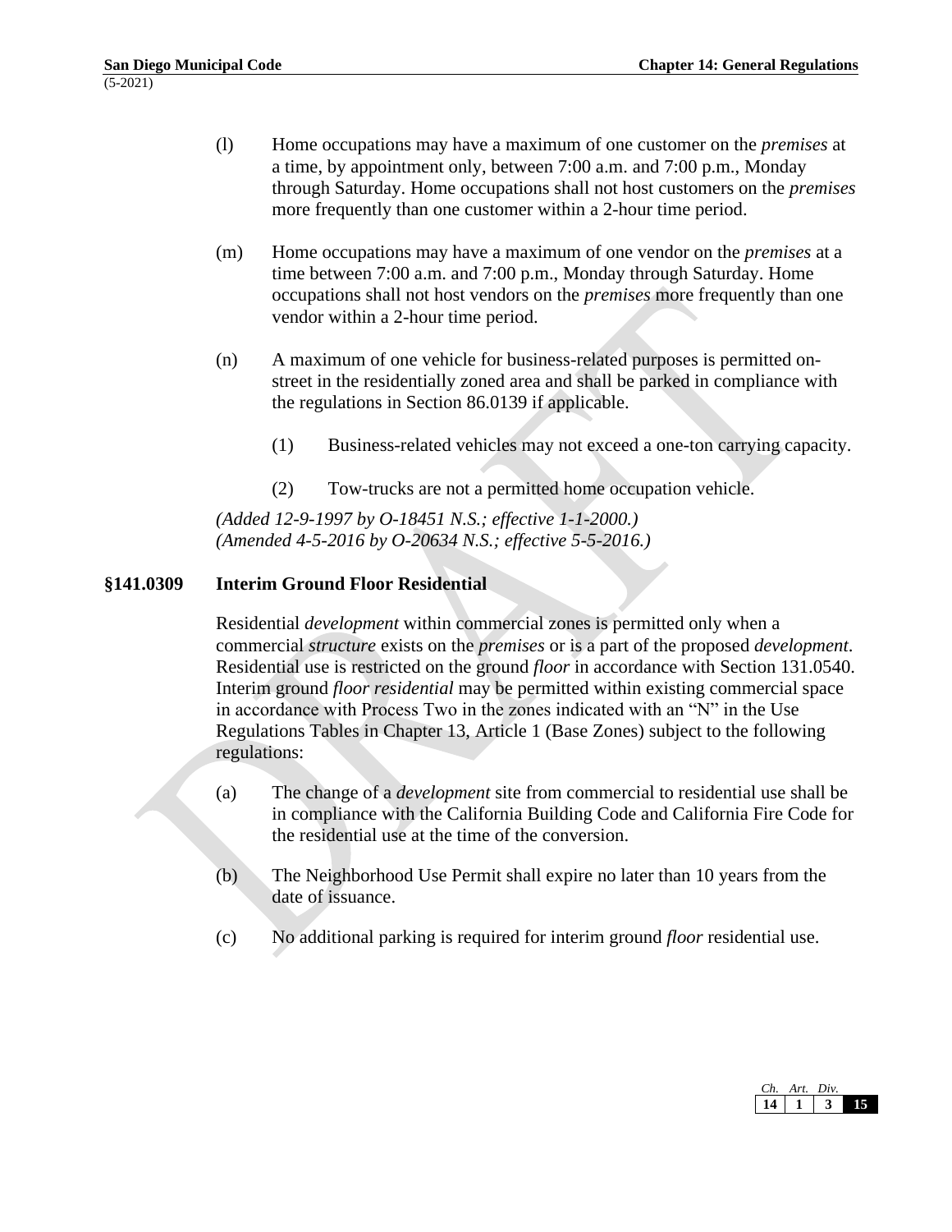(l) Home occupations may have a maximum of one customer on the *premises* at a time, by appointment only, between 7:00 a.m. and 7:00 p.m., Monday through Saturday. Home occupations shall not host customers on the *premises* more frequently than one customer within a 2-hour time period.

(m) Home occupations may have a maximum of one vendor on the *premises* at a time between 7:00 a.m. and 7:00 p.m., Monday through Saturday. Home occupations shall not host vendors on the *premises* more frequently than one vendor within a 2-hour time period.

(n) A maximum of one vehicle for business-related purposes is permitted on-street in the residentially zoned area and shall be parked in compliance with the regulations in Section 86.0139 if applicable.

(1) Business-related vehicles may not exceed a one-ton carrying capacity.

(2) Tow-trucks are not a permitted home occupation vehicle.

*(Added 12-9-1997 by O-18451 N.S.; effective 1-1-2000.)*
*(Amended 4-5-2016 by O-20634 N.S.; effective 5-5-2016.)*

## §141.0309 Interim Ground Floor Residential

Residential *development* within commercial zones is permitted only when a commercial *structure* exists on the *premises* or is a part of the proposed *development*. Residential use is restricted on the ground *floor* in accordance with Section 131.0540. Interim ground *floor residential* may be permitted within existing commercial space in accordance with Process Two in the zones indicated with an "N" in the Use Regulations Tables in Chapter 13, Article 1 (Base Zones) subject to the following regulations:

(a) The change of a *development* site from commercial to residential use shall be in compliance with the California Building Code and California Fire Code for the residential use at the time of the conversion.

(b) The Neighborhood Use Permit shall expire no later than 10 years from the date of issuance.

(c) No additional parking is required for interim ground *floor* residential use.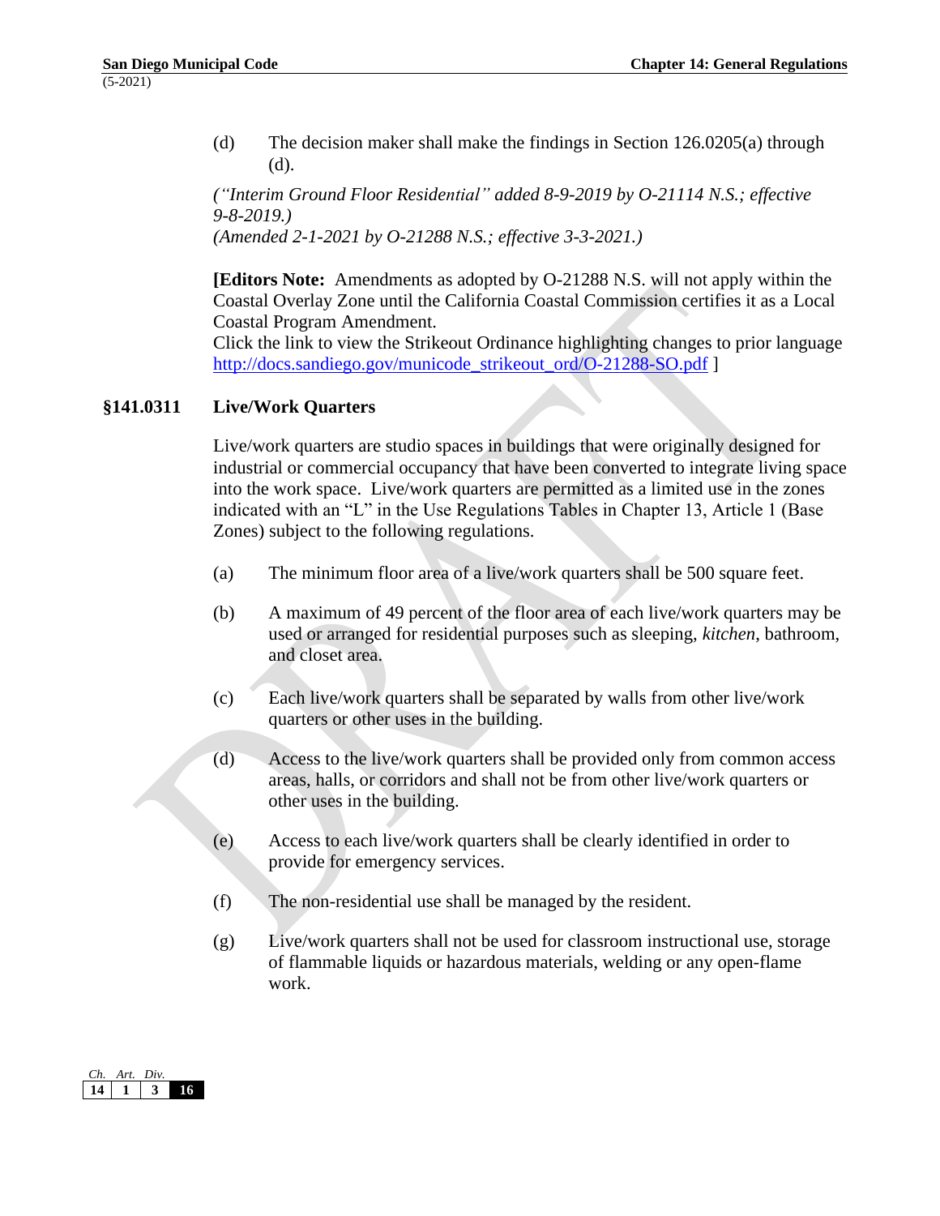(d) The decision maker shall make the findings in Section 126.0205(a) through (d).

*("Interim Ground Floor Residential" added 8-9-2019 by O-21114 N.S.; effective 9-8-2019.)*
*(Amended 2-1-2021 by O-21288 N.S.; effective 3-3-2021.)*

**[Editors Note:** Amendments as adopted by O-21288 N.S. will not apply within the Coastal Overlay Zone until the California Coastal Commission certifies it as a Local Coastal Program Amendment.
Click the link to view the Strikeout Ordinance highlighting changes to prior language http://docs.sandiego.gov/municode_strikeout_ord/O-21288-SO.pdf ]

## §141.0311 Live/Work Quarters

Live/work quarters are studio spaces in buildings that were originally designed for industrial or commercial occupancy that have been converted to integrate living space into the work space. Live/work quarters are permitted as a limited use in the zones indicated with an "L" in the Use Regulations Tables in Chapter 13, Article 1 (Base Zones) subject to the following regulations.

(a) The minimum floor area of a live/work quarters shall be 500 square feet.

(b) A maximum of 49 percent of the floor area of each live/work quarters may be used or arranged for residential purposes such as sleeping, *kitchen*, bathroom, and closet area.

(c) Each live/work quarters shall be separated by walls from other live/work quarters or other uses in the building.

(d) Access to the live/work quarters shall be provided only from common access areas, halls, or corridors and shall not be from other live/work quarters or other uses in the building.

(e) Access to each live/work quarters shall be clearly identified in order to provide for emergency services.

(f) The non-residential use shall be managed by the resident.

(g) Live/work quarters shall not be used for classroom instructional use, storage of flammable liquids or hazardous materials, welding or any open-flame work.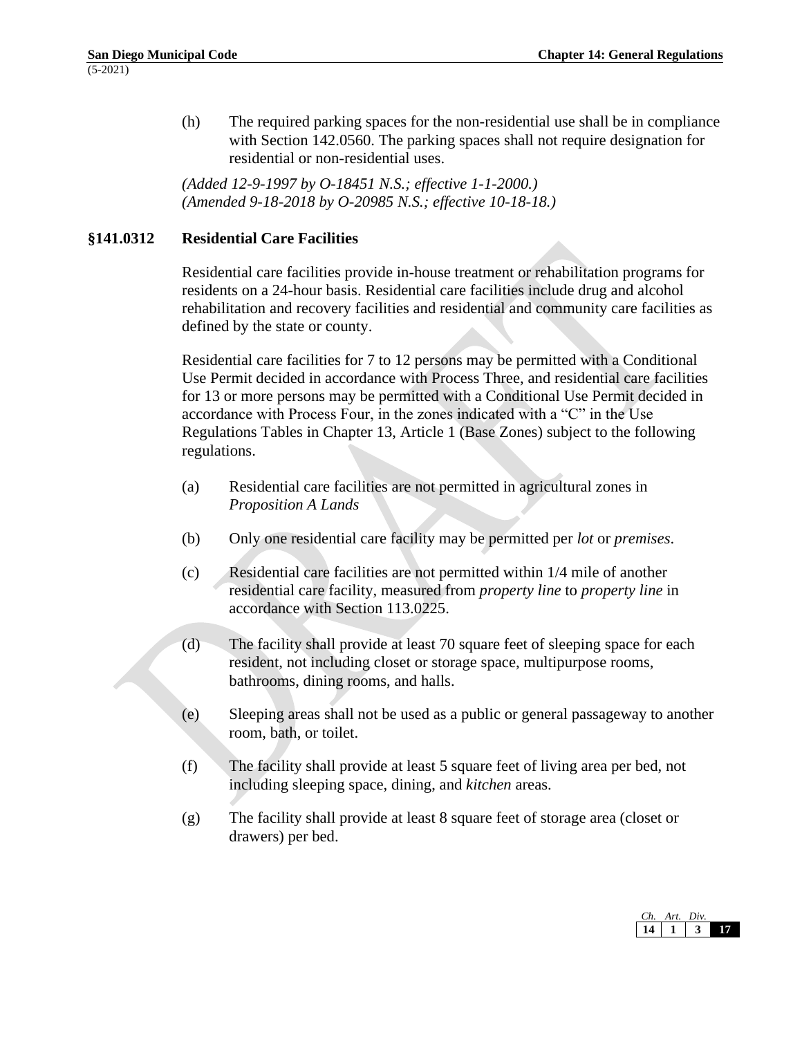(h) The required parking spaces for the non-residential use shall be in compliance with Section 142.0560. The parking spaces shall not require designation for residential or non-residential uses.

*(Added 12-9-1997 by O-18451 N.S.; effective 1-1-2000.)*
*(Amended 9-18-2018 by O-20985 N.S.; effective 10-18-18.)*

## §141.0312 Residential Care Facilities

Residential care facilities provide in-house treatment or rehabilitation programs for residents on a 24-hour basis. Residential care facilities include drug and alcohol rehabilitation and recovery facilities and residential and community care facilities as defined by the state or county.

Residential care facilities for 7 to 12 persons may be permitted with a Conditional Use Permit decided in accordance with Process Three, and residential care facilities for 13 or more persons may be permitted with a Conditional Use Permit decided in accordance with Process Four, in the zones indicated with a "C" in the Use Regulations Tables in Chapter 13, Article 1 (Base Zones) subject to the following regulations.

(a) Residential care facilities are not permitted in agricultural zones in *Proposition A Lands*

(b) Only one residential care facility may be permitted per *lot* or *premises*.

(c) Residential care facilities are not permitted within 1/4 mile of another residential care facility, measured from *property line* to *property line* in accordance with Section 113.0225.

(d) The facility shall provide at least 70 square feet of sleeping space for each resident, not including closet or storage space, multipurpose rooms, bathrooms, dining rooms, and halls.

(e) Sleeping areas shall not be used as a public or general passageway to another room, bath, or toilet.

(f) The facility shall provide at least 5 square feet of living area per bed, not including sleeping space, dining, and *kitchen* areas.

(g) The facility shall provide at least 8 square feet of storage area (closet or drawers) per bed.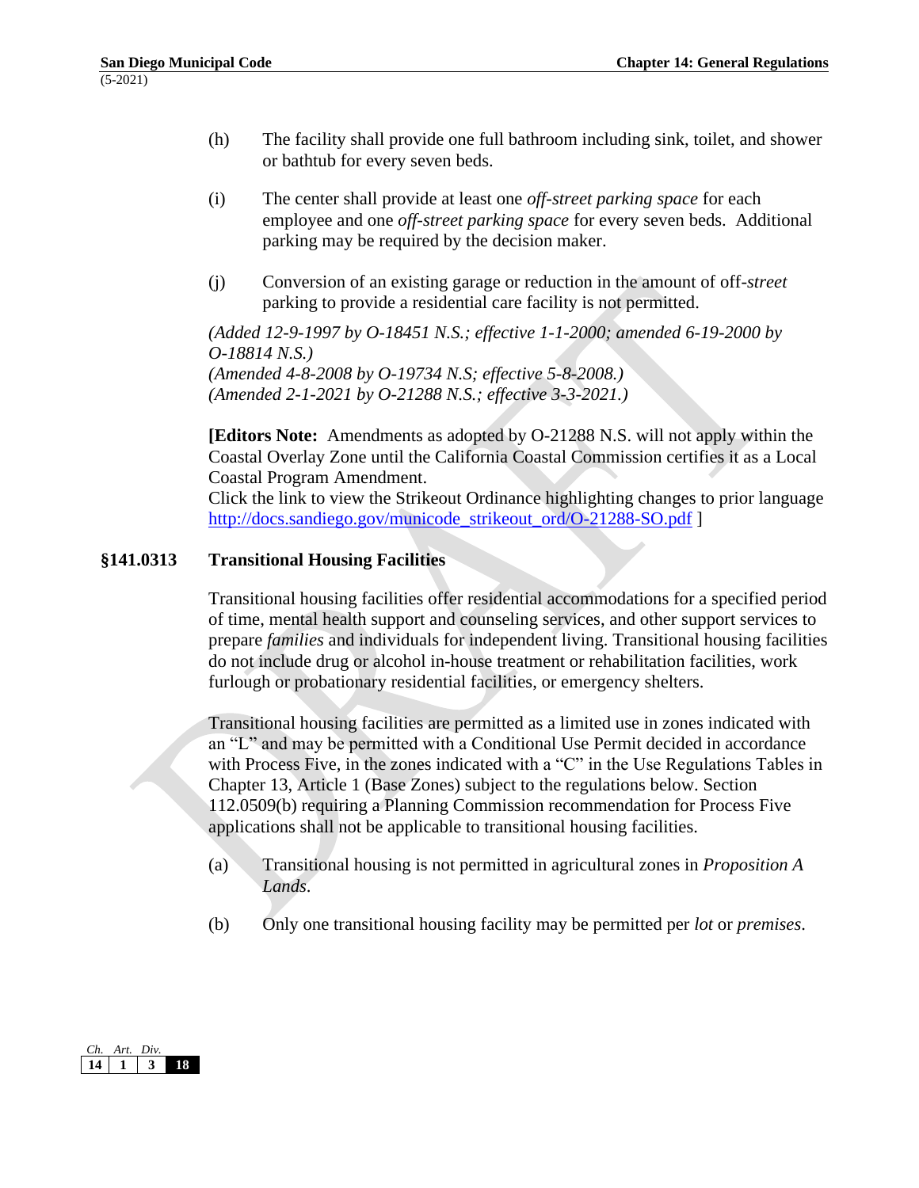(h) The facility shall provide one full bathroom including sink, toilet, and shower or bathtub for every seven beds.

(i) The center shall provide at least one *off-street parking space* for each employee and one *off-street parking space* for every seven beds. Additional parking may be required by the decision maker.

(j) Conversion of an existing garage or reduction in the amount of off-*street* parking to provide a residential care facility is not permitted.

*(Added 12-9-1997 by O-18451 N.S.; effective 1-1-2000; amended 6-19-2000 by O-18814 N.S.)*
*(Amended 4-8-2008 by O-19734 N.S; effective 5-8-2008.)*
*(Amended 2-1-2021 by O-21288 N.S.; effective 3-3-2021.)*

**[Editors Note:** Amendments as adopted by O-21288 N.S. will not apply within the Coastal Overlay Zone until the California Coastal Commission certifies it as a Local Coastal Program Amendment.
Click the link to view the Strikeout Ordinance highlighting changes to prior language http://docs.sandiego.gov/municode_strikeout_ord/O-21288-SO.pdf ]

## §141.0313 Transitional Housing Facilities

Transitional housing facilities offer residential accommodations for a specified period of time, mental health support and counseling services, and other support services to prepare *families* and individuals for independent living. Transitional housing facilities do not include drug or alcohol in-house treatment or rehabilitation facilities, work furlough or probationary residential facilities, or emergency shelters.

Transitional housing facilities are permitted as a limited use in zones indicated with an "L" and may be permitted with a Conditional Use Permit decided in accordance with Process Five, in the zones indicated with a "C" in the Use Regulations Tables in Chapter 13, Article 1 (Base Zones) subject to the regulations below. Section 112.0509(b) requiring a Planning Commission recommendation for Process Five applications shall not be applicable to transitional housing facilities.

(a) Transitional housing is not permitted in agricultural zones in *Proposition A Lands*.

(b) Only one transitional housing facility may be permitted per *lot* or *premises*.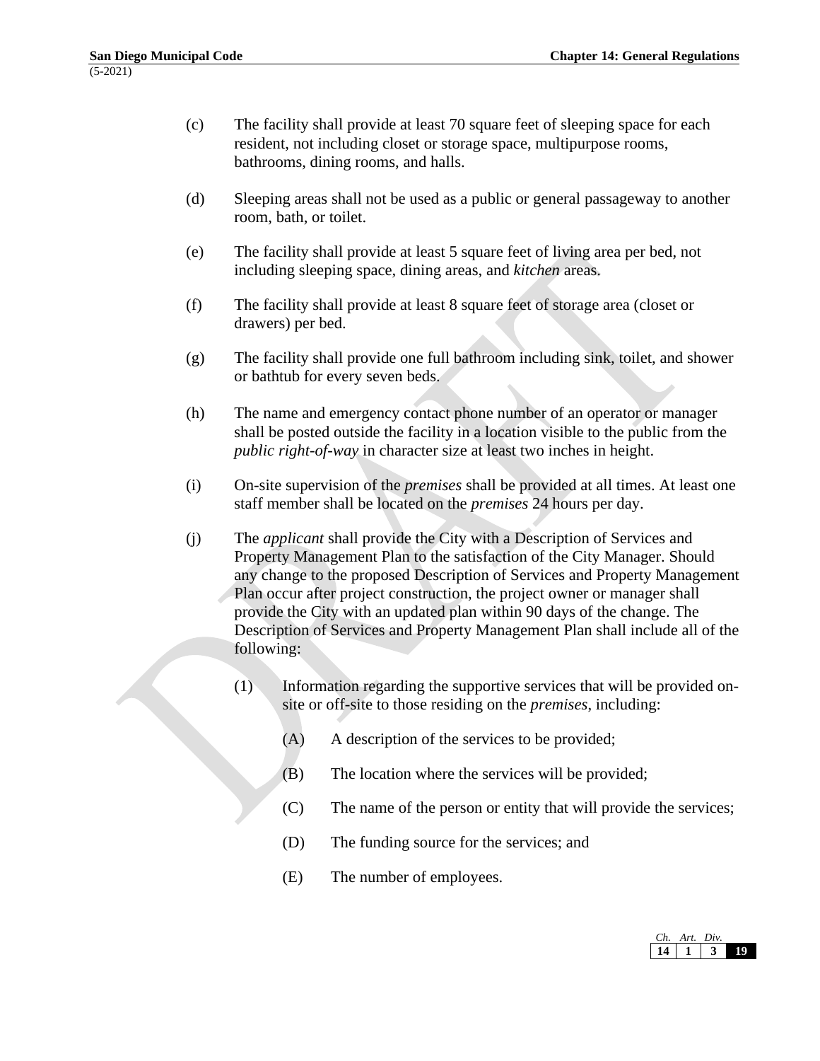(c) The facility shall provide at least 70 square feet of sleeping space for each resident, not including closet or storage space, multipurpose rooms, bathrooms, dining rooms, and halls.

(d) Sleeping areas shall not be used as a public or general passageway to another room, bath, or toilet.

(e) The facility shall provide at least 5 square feet of living area per bed, not including sleeping space, dining areas, and *kitchen* areas.

(f) The facility shall provide at least 8 square feet of storage area (closet or drawers) per bed.

(g) The facility shall provide one full bathroom including sink, toilet, and shower or bathtub for every seven beds.

(h) The name and emergency contact phone number of an operator or manager shall be posted outside the facility in a location visible to the public from the *public right-of-way* in character size at least two inches in height.

(i) On-site supervision of the *premises* shall be provided at all times. At least one staff member shall be located on the *premises* 24 hours per day.

(j) The *applicant* shall provide the City with a Description of Services and Property Management Plan to the satisfaction of the City Manager. Should any change to the proposed Description of Services and Property Management Plan occur after project construction, the project owner or manager shall provide the City with an updated plan within 90 days of the change. The Description of Services and Property Management Plan shall include all of the following:

  (1) Information regarding the supportive services that will be provided on-site or off-site to those residing on the *premises*, including:

    (A) A description of the services to be provided;

    (B) The location where the services will be provided;

    (C) The name of the person or entity that will provide the services;

    (D) The funding source for the services; and

    (E) The number of employees.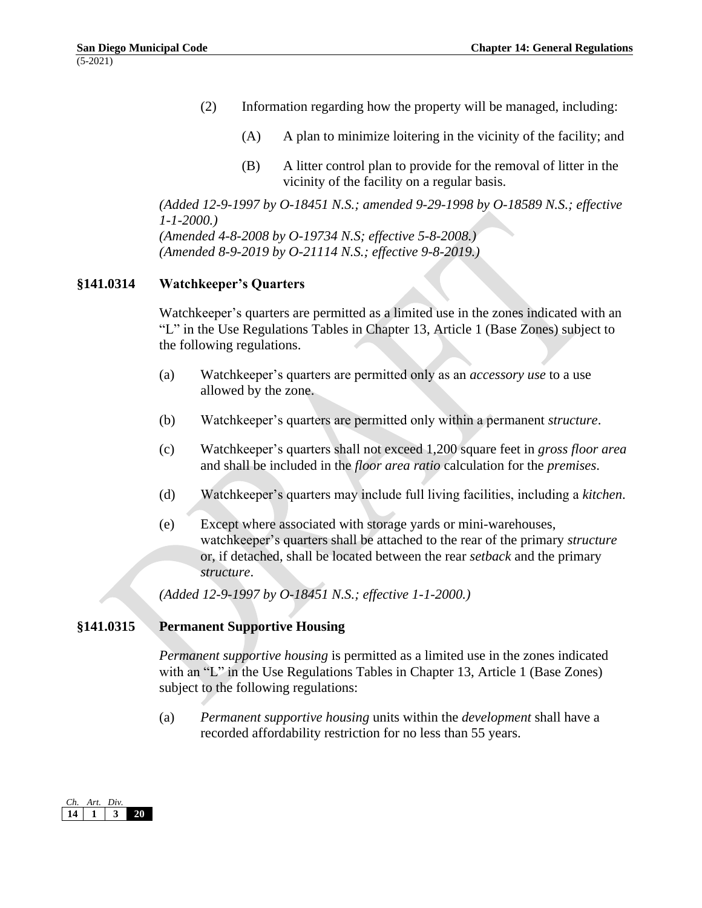(2) Information regarding how the property will be managed, including:

(A) A plan to minimize loitering in the vicinity of the facility; and

(B) A litter control plan to provide for the removal of litter in the vicinity of the facility on a regular basis.

*(Added 12-9-1997 by O-18451 N.S.; amended 9-29-1998 by O-18589 N.S.; effective 1-1-2000.)*
*(Amended 4-8-2008 by O-19734 N.S; effective 5-8-2008.)*
*(Amended 8-9-2019 by O-21114 N.S.; effective 9-8-2019.)*

## §141.0314 Watchkeeper's Quarters

Watchkeeper's quarters are permitted as a limited use in the zones indicated with an "L" in the Use Regulations Tables in Chapter 13, Article 1 (Base Zones) subject to the following regulations.

(a) Watchkeeper's quarters are permitted only as an *accessory use* to a use allowed by the zone.

(b) Watchkeeper's quarters are permitted only within a permanent *structure*.

(c) Watchkeeper's quarters shall not exceed 1,200 square feet in *gross floor area* and shall be included in the *floor area ratio* calculation for the *premises*.

(d) Watchkeeper's quarters may include full living facilities, including a *kitchen*.

(e) Except where associated with storage yards or mini-warehouses, watchkeeper's quarters shall be attached to the rear of the primary *structure* or, if detached, shall be located between the rear *setback* and the primary *structure*.

*(Added 12-9-1997 by O-18451 N.S.; effective 1-1-2000.)*

## §141.0315 Permanent Supportive Housing

*Permanent supportive housing* is permitted as a limited use in the zones indicated with an "L" in the Use Regulations Tables in Chapter 13, Article 1 (Base Zones) subject to the following regulations:

(a) *Permanent supportive housing* units within the *development* shall have a recorded affordability restriction for no less than 55 years.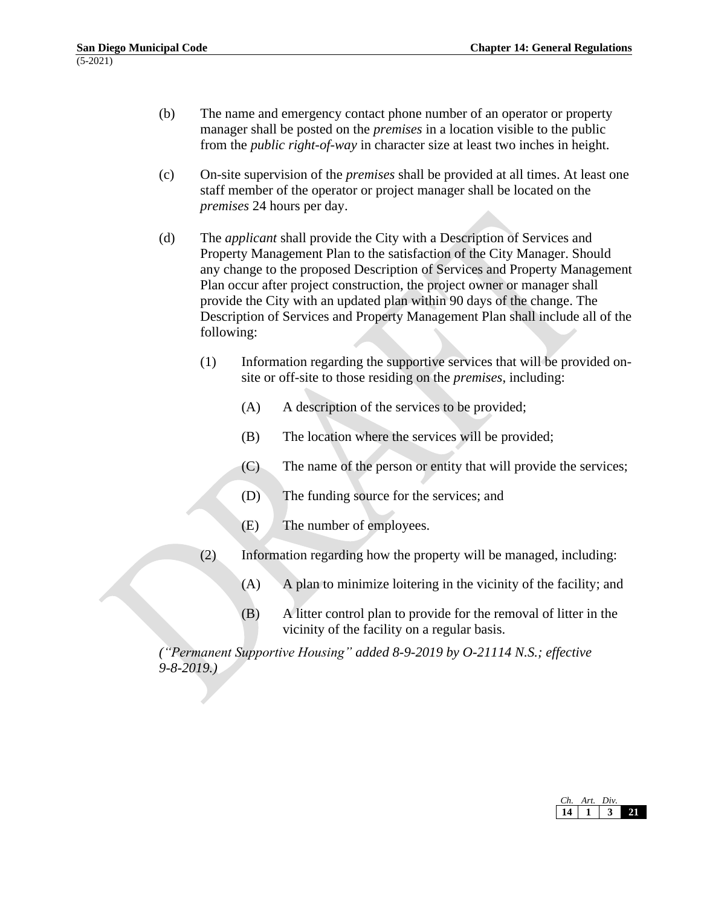(b) The name and emergency contact phone number of an operator or property manager shall be posted on the *premises* in a location visible to the public from the *public right-of-way* in character size at least two inches in height.

(c) On-site supervision of the *premises* shall be provided at all times. At least one staff member of the operator or project manager shall be located on the *premises* 24 hours per day.

(d) The *applicant* shall provide the City with a Description of Services and Property Management Plan to the satisfaction of the City Manager. Should any change to the proposed Description of Services and Property Management Plan occur after project construction, the project owner or manager shall provide the City with an updated plan within 90 days of the change. The Description of Services and Property Management Plan shall include all of the following:

  (1) Information regarding the supportive services that will be provided on-site or off-site to those residing on the *premises*, including:

    (A) A description of the services to be provided;

    (B) The location where the services will be provided;

    (C) The name of the person or entity that will provide the services;

    (D) The funding source for the services; and

    (E) The number of employees.

  (2) Information regarding how the property will be managed, including:

    (A) A plan to minimize loitering in the vicinity of the facility; and

    (B) A litter control plan to provide for the removal of litter in the vicinity of the facility on a regular basis.

*("Permanent Supportive Housing" added 8-9-2019 by O-21114 N.S.; effective 9-8-2019.)*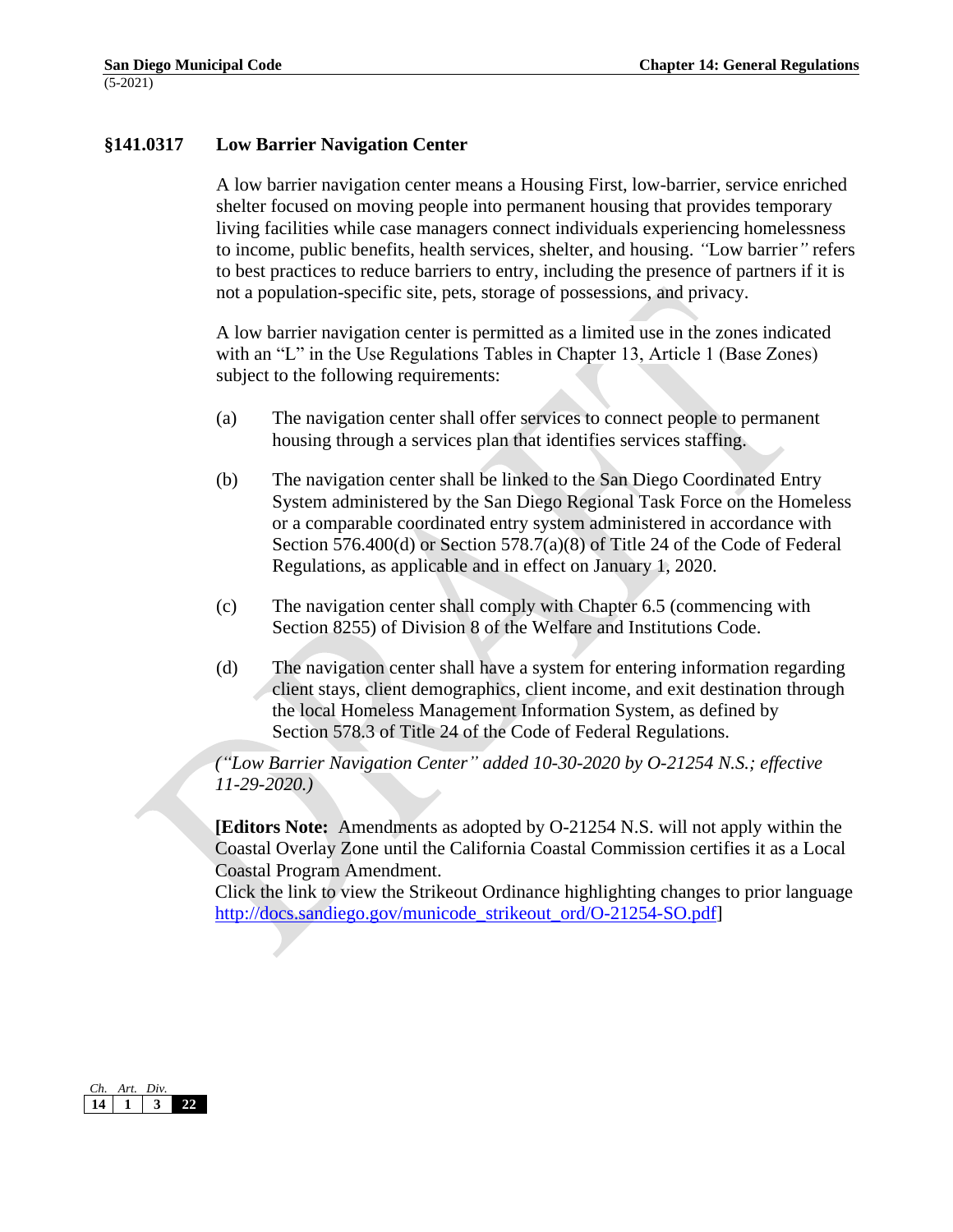## §141.0317 Low Barrier Navigation Center

A low barrier navigation center means a Housing First, low-barrier, service enriched shelter focused on moving people into permanent housing that provides temporary living facilities while case managers connect individuals experiencing homelessness to income, public benefits, health services, shelter, and housing. *"*Low barrier*"* refers to best practices to reduce barriers to entry, including the presence of partners if it is not a population-specific site, pets, storage of possessions, and privacy.

A low barrier navigation center is permitted as a limited use in the zones indicated with an "L" in the Use Regulations Tables in Chapter 13, Article 1 (Base Zones) subject to the following requirements:

(a) The navigation center shall offer services to connect people to permanent housing through a services plan that identifies services staffing.

(b) The navigation center shall be linked to the San Diego Coordinated Entry System administered by the San Diego Regional Task Force on the Homeless or a comparable coordinated entry system administered in accordance with Section 576.400(d) or Section 578.7(a)(8) of Title 24 of the Code of Federal Regulations, as applicable and in effect on January 1, 2020.

(c) The navigation center shall comply with Chapter 6.5 (commencing with Section 8255) of Division 8 of the Welfare and Institutions Code.

(d) The navigation center shall have a system for entering information regarding client stays, client demographics, client income, and exit destination through the local Homeless Management Information System, as defined by Section 578.3 of Title 24 of the Code of Federal Regulations.

*("Low Barrier Navigation Center" added 10-30-2020 by O-21254 N.S.; effective 11-29-2020.)*

**[Editors Note:** Amendments as adopted by O-21254 N.S. will not apply within the Coastal Overlay Zone until the California Coastal Commission certifies it as a Local Coastal Program Amendment.
Click the link to view the Strikeout Ordinance highlighting changes to prior language http://docs.sandiego.gov/municode_strikeout_ord/O-21254-SO.pdf]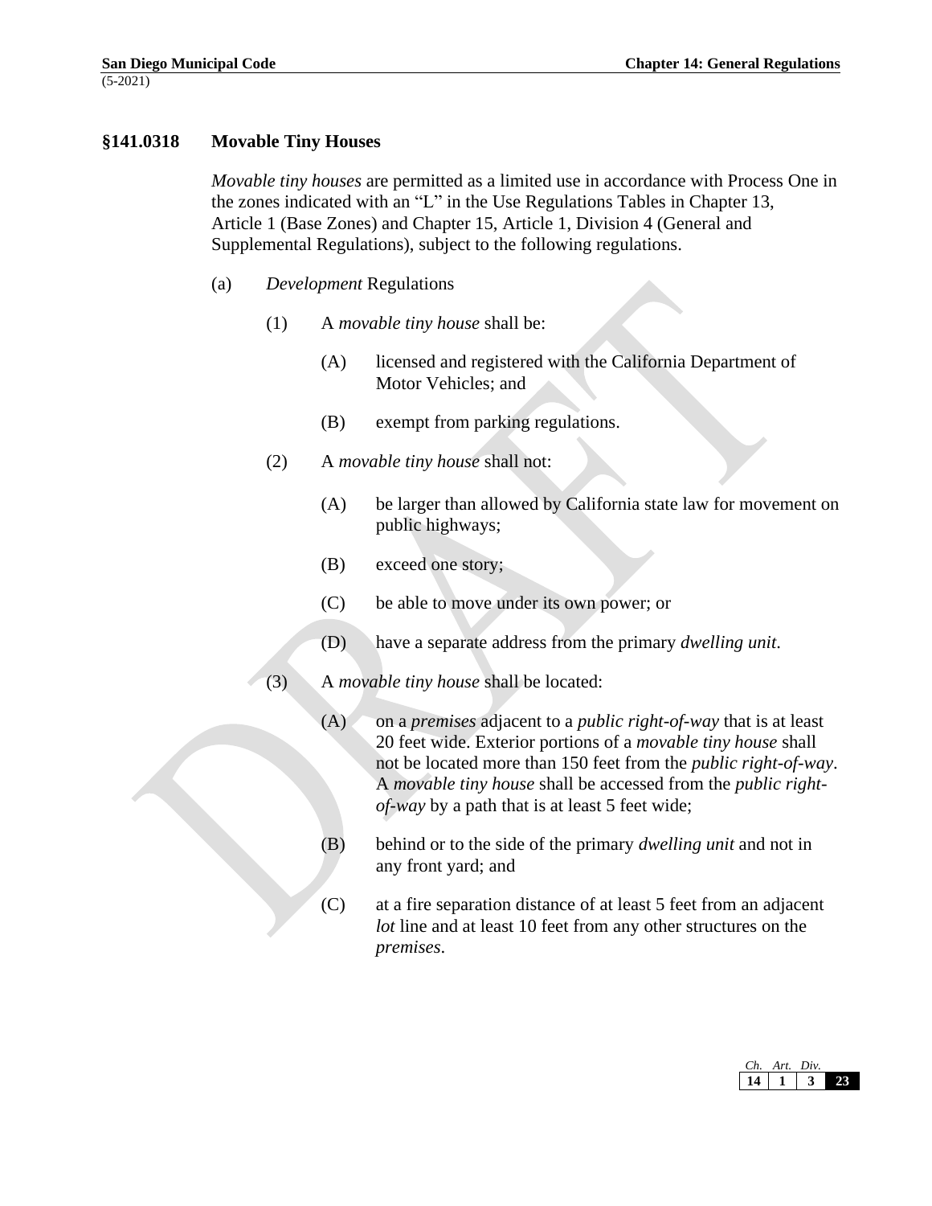## §141.0318 Movable Tiny Houses

*Movable tiny houses* are permitted as a limited use in accordance with Process One in the zones indicated with an "L" in the Use Regulations Tables in Chapter 13, Article 1 (Base Zones) and Chapter 15, Article 1, Division 4 (General and Supplemental Regulations), subject to the following regulations.

(a) *Development* Regulations

(1) A *movable tiny house* shall be:

(A) licensed and registered with the California Department of Motor Vehicles; and

(B) exempt from parking regulations.

(2) A *movable tiny house* shall not:

(A) be larger than allowed by California state law for movement on public highways;

(B) exceed one story;

(C) be able to move under its own power; or

(D) have a separate address from the primary *dwelling unit*.

(3) A *movable tiny house* shall be located:

(A) on a *premises* adjacent to a *public right-of-way* that is at least 20 feet wide. Exterior portions of a *movable tiny house* shall not be located more than 150 feet from the *public right-of-way*. A *movable tiny house* shall be accessed from the *public right-of-way* by a path that is at least 5 feet wide;

(B) behind or to the side of the primary *dwelling unit* and not in any front yard; and

(C) at a fire separation distance of at least 5 feet from an adjacent *lot* line and at least 10 feet from any other structures on the *premises*.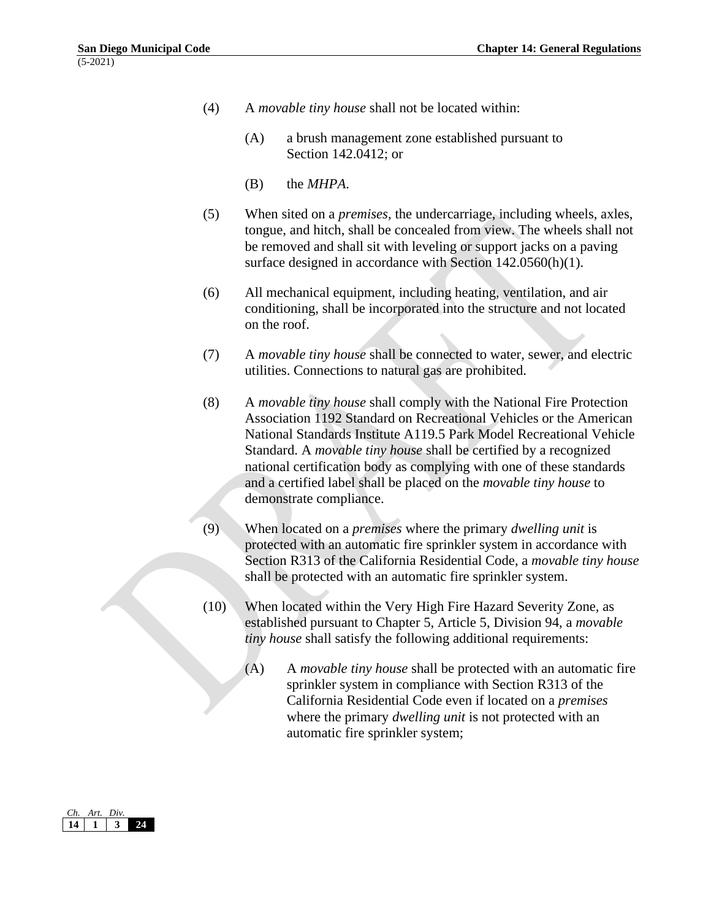(4) A *movable tiny house* shall not be located within:

(A) a brush management zone established pursuant to Section 142.0412; or

(B) the *MHPA*.

(5) When sited on a *premises*, the undercarriage, including wheels, axles, tongue, and hitch, shall be concealed from view. The wheels shall not be removed and shall sit with leveling or support jacks on a paving surface designed in accordance with Section 142.0560(h)(1).

(6) All mechanical equipment, including heating, ventilation, and air conditioning, shall be incorporated into the structure and not located on the roof.

(7) A *movable tiny house* shall be connected to water, sewer, and electric utilities. Connections to natural gas are prohibited.

(8) A *movable tiny house* shall comply with the National Fire Protection Association 1192 Standard on Recreational Vehicles or the American National Standards Institute A119.5 Park Model Recreational Vehicle Standard. A *movable tiny house* shall be certified by a recognized national certification body as complying with one of these standards and a certified label shall be placed on the *movable tiny house* to demonstrate compliance.

(9) When located on a *premises* where the primary *dwelling unit* is protected with an automatic fire sprinkler system in accordance with Section R313 of the California Residential Code, a *movable tiny house* shall be protected with an automatic fire sprinkler system.

(10) When located within the Very High Fire Hazard Severity Zone, as established pursuant to Chapter 5, Article 5, Division 94, a *movable tiny house* shall satisfy the following additional requirements:

(A) A *movable tiny house* shall be protected with an automatic fire sprinkler system in compliance with Section R313 of the California Residential Code even if located on a *premises* where the primary *dwelling unit* is not protected with an automatic fire sprinkler system;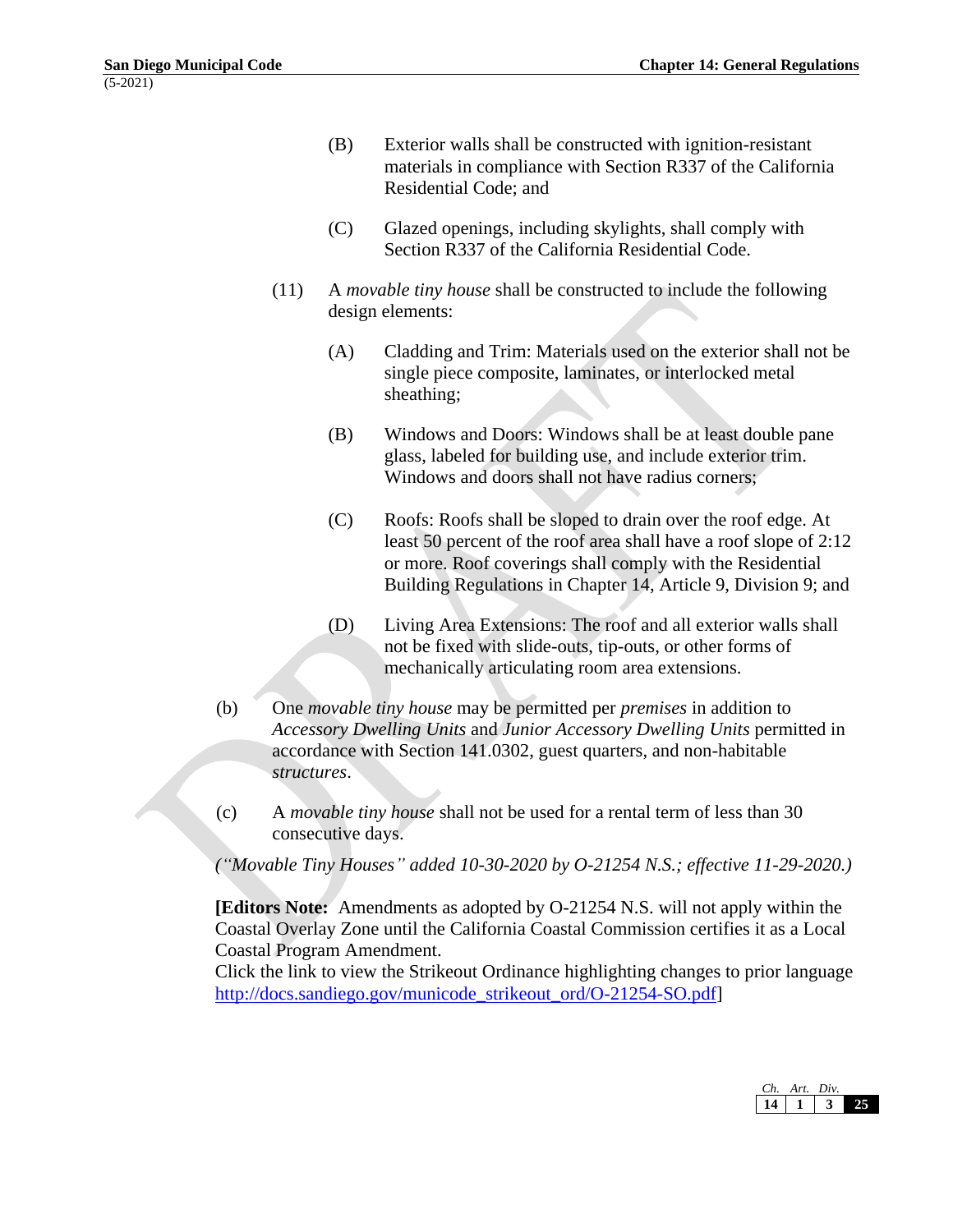(B) Exterior walls shall be constructed with ignition-resistant materials in compliance with Section R337 of the California Residential Code; and

(C) Glazed openings, including skylights, shall comply with Section R337 of the California Residential Code.

(11) A *movable tiny house* shall be constructed to include the following design elements:

(A) Cladding and Trim: Materials used on the exterior shall not be single piece composite, laminates, or interlocked metal sheathing;

(B) Windows and Doors: Windows shall be at least double pane glass, labeled for building use, and include exterior trim. Windows and doors shall not have radius corners;

(C) Roofs: Roofs shall be sloped to drain over the roof edge. At least 50 percent of the roof area shall have a roof slope of 2:12 or more. Roof coverings shall comply with the Residential Building Regulations in Chapter 14, Article 9, Division 9; and

(D) Living Area Extensions: The roof and all exterior walls shall not be fixed with slide-outs, tip-outs, or other forms of mechanically articulating room area extensions.

(b) One *movable tiny house* may be permitted per *premises* in addition to *Accessory Dwelling Units* and *Junior Accessory Dwelling Units* permitted in accordance with Section 141.0302, guest quarters, and non-habitable *structures*.

(c) A *movable tiny house* shall not be used for a rental term of less than 30 consecutive days.

*("Movable Tiny Houses" added 10-30-2020 by O-21254 N.S.; effective 11-29-2020.)*

[**Editors Note:** Amendments as adopted by O-21254 N.S. will not apply within the Coastal Overlay Zone until the California Coastal Commission certifies it as a Local Coastal Program Amendment.
Click the link to view the Strikeout Ordinance highlighting changes to prior language http://docs.sandiego.gov/municode_strikeout_ord/O-21254-SO.pdf]